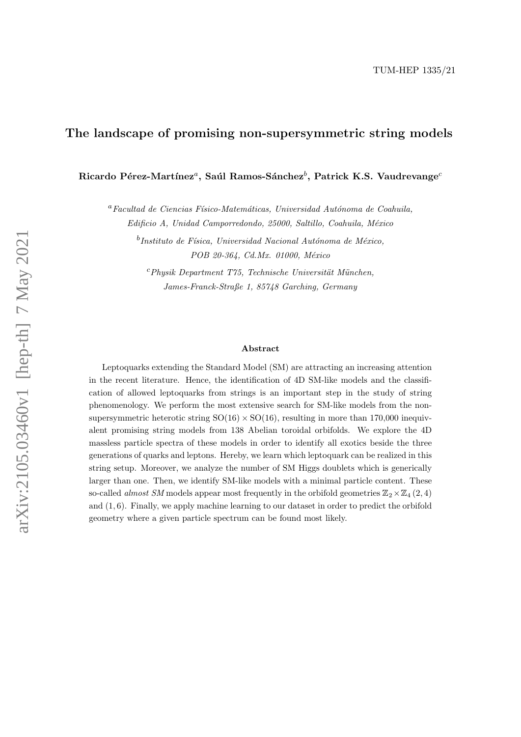TUM-HEP 1335/21

# The landscape of promising non-supersymmetric string models

**Ricardo Pérez-Martínez**[a], **Saúl Ramos-Sánchez**[b], **Patrick K.S. Vaudrevange**[c]

[a] *Facultad de Ciencias Físico-Matemáticas, Universidad Autónoma de Coahuila, Edificio A, Unidad Camporredondo, 25000, Saltillo, Coahuila, México*

[b] *Instituto de Física, Universidad Nacional Autónoma de México, POB 20-364, Cd.Mx. 01000, México*

[c] *Physik Department T75, Technische Universität München, James-Franck-Straße 1, 85748 Garching, Germany*

## Abstract

Leptoquarks extending the Standard Model (SM) are attracting an increasing attention in the recent literature. Hence, the identification of 4D SM-like models and the classification of allowed leptoquarks from strings is an important step in the study of string phenomenology. We perform the most extensive search for SM-like models from the non-supersymmetric heterotic string $\mathrm{SO}(16)\times\mathrm{SO}(16)$, resulting in more than 170,000 inequivalent promising string models from 138 Abelian toroidal orbifolds. We explore the 4D massless particle spectra of these models in order to identify all exotics beside the three generations of quarks and leptons. Hereby, we learn which leptoquark can be realized in this string setup. Moreover, we analyze the number of SM Higgs doublets which is generically larger than one. Then, we identify SM-like models with a minimal particle content. These so-called *almost SM* models appear most frequently in the orbifold geometries $\mathbb{Z}_2\times\mathbb{Z}_4\,(2,4)$ and $(1,6)$. Finally, we apply machine learning to our dataset in order to predict the orbifold geometry where a given particle spectrum can be found most likely.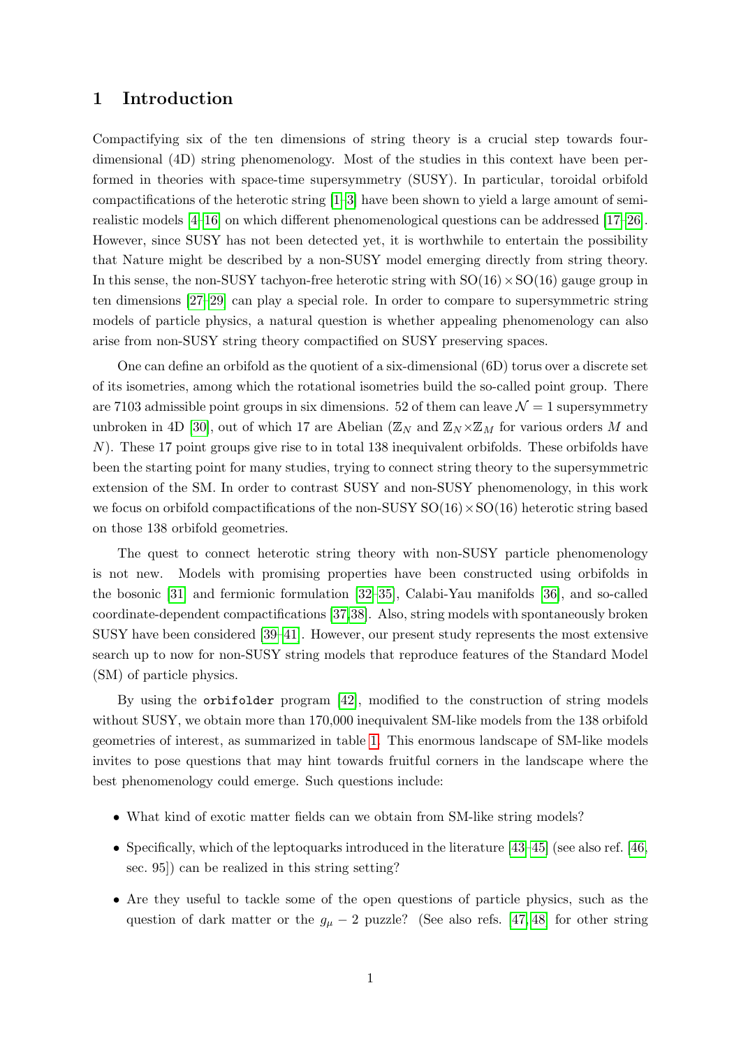# 1 Introduction

Compactifying six of the ten dimensions of string theory is a crucial step towards four-dimensional (4D) string phenomenology. Most of the studies in this context have been performed in theories with space-time supersymmetry (SUSY). In particular, toroidal orbifold compactifications of the heterotic string [1–3] have been shown to yield a large amount of semi-realistic models [4–16] on which different phenomenological questions can be addressed [17–26]. However, since SUSY has not been detected yet, it is worthwhile to entertain the possibility that Nature might be described by a non-SUSY model emerging directly from string theory. In this sense, the non-SUSY tachyon-free heterotic string with $\mathrm{SO}(16)\times\mathrm{SO}(16)$ gauge group in ten dimensions [27–29] can play a special role. In order to compare to supersymmetric string models of particle physics, a natural question is whether appealing phenomenology can also arise from non-SUSY string theory compactified on SUSY preserving spaces.

One can define an orbifold as the quotient of a six-dimensional (6D) torus over a discrete set of its isometries, among which the rotational isometries build the so-called point group. There are 7103 admissible point groups in six dimensions. 52 of them can leave $\mathcal{N}=1$ supersymmetry unbroken in 4D [30], out of which 17 are Abelian ($\mathbb{Z}_N$ and $\mathbb{Z}_N\times\mathbb{Z}_M$ for various orders $M$ and $N$). These 17 point groups give rise to in total 138 inequivalent orbifolds. These orbifolds have been the starting point for many studies, trying to connect string theory to the supersymmetric extension of the SM. In order to contrast SUSY and non-SUSY phenomenology, in this work we focus on orbifold compactifications of the non-SUSY $\mathrm{SO}(16)\times\mathrm{SO}(16)$ heterotic string based on those 138 orbifold geometries.

The quest to connect heterotic string theory with non-SUSY particle phenomenology is not new. Models with promising properties have been constructed using orbifolds in the bosonic [31] and fermionic formulation [32–35], Calabi-Yau manifolds [36], and so-called coordinate-dependent compactifications [37,38]. Also, string models with spontaneously broken SUSY have been considered [39–41]. However, our present study represents the most extensive search up to now for non-SUSY string models that reproduce features of the Standard Model (SM) of particle physics.

By using the `orbifolder` program [42], modified to the construction of string models without SUSY, we obtain more than 170,000 inequivalent SM-like models from the 138 orbifold geometries of interest, as summarized in table 1. This enormous landscape of SM-like models invites to pose questions that may hint towards fruitful corners in the landscape where the best phenomenology could emerge. Such questions include:

- What kind of exotic matter fields can we obtain from SM-like string models?
- Specifically, which of the leptoquarks introduced in the literature [43–45] (see also ref. [46, sec. 95]) can be realized in this string setting?
- Are they useful to tackle some of the open questions of particle physics, such as the question of dark matter or the $g_\mu-2$ puzzle? (See also refs. [47,48] for other string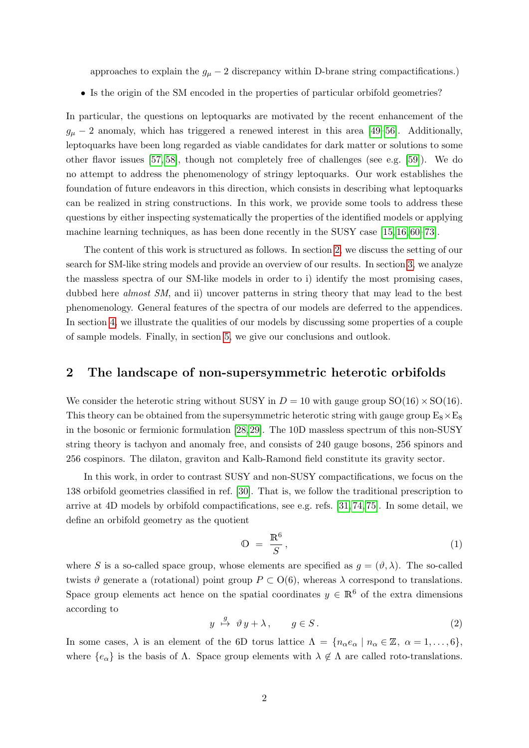approaches to explain the $g_\mu - 2$ discrepancy within D-brane string compactifications.)

- Is the origin of the SM encoded in the properties of particular orbifold geometries?

In particular, the questions on leptoquarks are motivated by the recent enhancement of the $g_\mu - 2$ anomaly, which has triggered a renewed interest in this area [49–56]. Additionally, leptoquarks have been long regarded as viable candidates for dark matter or solutions to some other flavor issues [57, 58], though not completely free of challenges (see e.g. [59]). We do no attempt to address the phenomenology of stringy leptoquarks. Our work establishes the foundation of future endeavors in this direction, which consists in describing what leptoquarks can be realized in string constructions. In this work, we provide some tools to address these questions by either inspecting systematically the properties of the identified models or applying machine learning techniques, as has been done recently in the SUSY case [15, 16, 60–73].

The content of this work is structured as follows. In section 2, we discuss the setting of our search for SM-like string models and provide an overview of our results. In section 3, we analyze the massless spectra of our SM-like models in order to i) identify the most promising cases, dubbed here *almost SM*, and ii) uncover patterns in string theory that may lead to the best phenomenology. General features of the spectra of our models are deferred to the appendices. In section 4, we illustrate the qualities of our models by discussing some properties of a couple of sample models. Finally, in section 5, we give our conclusions and outlook.

## 2 The landscape of non-supersymmetric heterotic orbifolds

We consider the heterotic string without SUSY in $D = 10$ with gauge group $\mathrm{SO}(16) \times \mathrm{SO}(16)$. This theory can be obtained from the supersymmetric heterotic string with gauge group $\mathrm{E}_8 \times \mathrm{E}_8$ in the bosonic or fermionic formulation [28, 29]. The 10D massless spectrum of this non-SUSY string theory is tachyon and anomaly free, and consists of 240 gauge bosons, 256 spinors and 256 cospinors. The dilaton, graviton and Kalb-Ramond field constitute its gravity sector.

In this work, in order to contrast SUSY and non-SUSY compactifications, we focus on the 138 orbifold geometries classified in ref. [30]. That is, we follow the traditional prescription to arrive at 4D models by orbifold compactifications, see e.g. refs. [31, 74, 75]. In some detail, we define an orbifold geometry as the quotient

$$\mathbb{O} \;=\; \frac{\mathbb{R}^6}{S}\,, \tag{1}$$

where $S$ is a so-called space group, whose elements are specified as $g = (\vartheta, \lambda)$. The so-called twists $\vartheta$ generate a (rotational) point group $P \subset \mathrm{O}(6)$, whereas $\lambda$ correspond to translations. Space group elements act hence on the spatial coordinates $y \in \mathbb{R}^6$ of the extra dimensions according to

$$y \;\overset{g}{\mapsto}\; \vartheta\, y + \lambda\,, \qquad g \in S\,. \tag{2}$$

In some cases, $\lambda$ is an element of the 6D torus lattice $\Lambda = \{n_\alpha e_\alpha \mid n_\alpha \in \mathbb{Z},\ \alpha = 1, \ldots, 6\}$, where $\{e_\alpha\}$ is the basis of $\Lambda$. Space group elements with $\lambda \notin \Lambda$ are called roto-translations.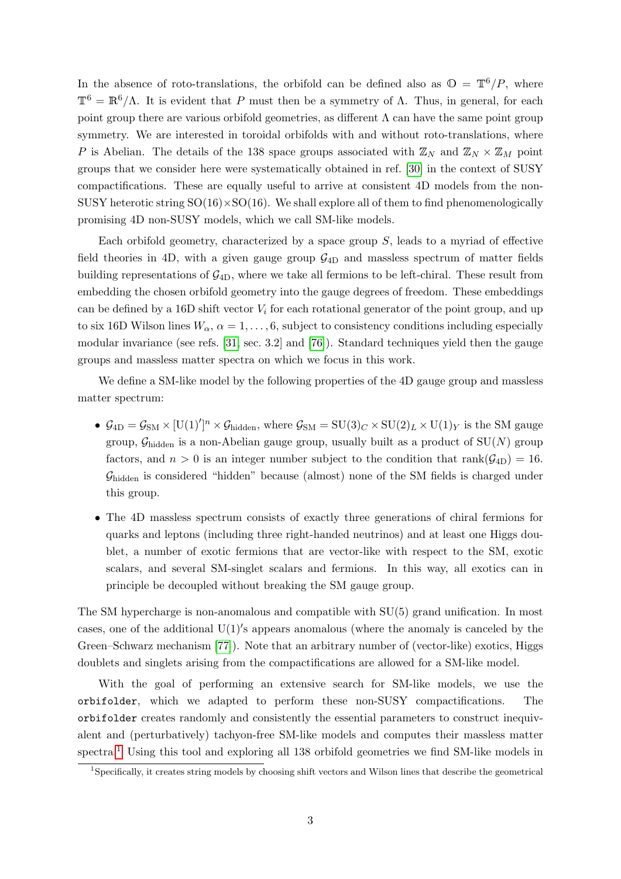In the absence of roto-translations, the orbifold can be defined also as $\mathbb{O} = \mathbb{T}^6/P$, where $\mathbb{T}^6 = \mathbb{R}^6/\Lambda$. It is evident that $P$ must then be a symmetry of $\Lambda$. Thus, in general, for each point group there are various orbifold geometries, as different $\Lambda$ can have the same point group symmetry. We are interested in toroidal orbifolds with and without roto-translations, where $P$ is Abelian. The details of the 138 space groups associated with $\mathbb{Z}_N$ and $\mathbb{Z}_N \times \mathbb{Z}_M$ point groups that we consider here were systematically obtained in ref. [30] in the context of SUSY compactifications. These are equally useful to arrive at consistent 4D models from the non-SUSY heterotic string $\mathrm{SO}(16)\times\mathrm{SO}(16)$. We shall explore all of them to find phenomenologically promising 4D non-SUSY models, which we call SM-like models.

Each orbifold geometry, characterized by a space group $S$, leads to a myriad of effective field theories in 4D, with a given gauge group $\mathcal{G}_{\mathrm{4D}}$ and massless spectrum of matter fields building representations of $\mathcal{G}_{\mathrm{4D}}$, where we take all fermions to be left-chiral. These result from embedding the chosen orbifold geometry into the gauge degrees of freedom. These embeddings can be defined by a 16D shift vector $V_i$ for each rotational generator of the point group, and up to six 16D Wilson lines $W_\alpha$, $\alpha = 1, \ldots, 6$, subject to consistency conditions including especially modular invariance (see refs. [31, sec. 3.2] and [76]). Standard techniques yield then the gauge groups and massless matter spectra on which we focus in this work.

We define a SM-like model by the following properties of the 4D gauge group and massless matter spectrum:

- $\mathcal{G}_{\mathrm{4D}} = \mathcal{G}_{\mathrm{SM}} \times [\mathrm{U}(1)']^n \times \mathcal{G}_{\mathrm{hidden}}$, where $\mathcal{G}_{\mathrm{SM}} = \mathrm{SU}(3)_C \times \mathrm{SU}(2)_L \times \mathrm{U}(1)_Y$ is the SM gauge group, $\mathcal{G}_{\mathrm{hidden}}$ is a non-Abelian gauge group, usually built as a product of $\mathrm{SU}(N)$ group factors, and $n > 0$ is an integer number subject to the condition that $\mathrm{rank}(\mathcal{G}_{\mathrm{4D}}) = 16$. $\mathcal{G}_{\mathrm{hidden}}$ is considered "hidden" because (almost) none of the SM fields is charged under this group.
- The 4D massless spectrum consists of exactly three generations of chiral fermions for quarks and leptons (including three right-handed neutrinos) and at least one Higgs doublet, a number of exotic fermions that are vector-like with respect to the SM, exotic scalars, and several SM-singlet scalars and fermions. In this way, all exotics can in principle be decoupled without breaking the SM gauge group.

The SM hypercharge is non-anomalous and compatible with $\mathrm{SU}(5)$ grand unification. In most cases, one of the additional $\mathrm{U}(1)'$s appears anomalous (where the anomaly is canceled by the Green–Schwarz mechanism [77]). Note that an arbitrary number of (vector-like) exotics, Higgs doublets and singlets arising from the compactifications are allowed for a SM-like model.

With the goal of performing an extensive search for SM-like models, we use the `orbifolder`, which we adapted to perform these non-SUSY compactifications. The `orbifolder` creates randomly and consistently the essential parameters to construct inequivalent and (perturbatively) tachyon-free SM-like models and computes their massless matter spectra.[1] Using this tool and exploring all 138 orbifold geometries we find SM-like models in

[1] Specifically, it creates string models by choosing shift vectors and Wilson lines that describe the geometrical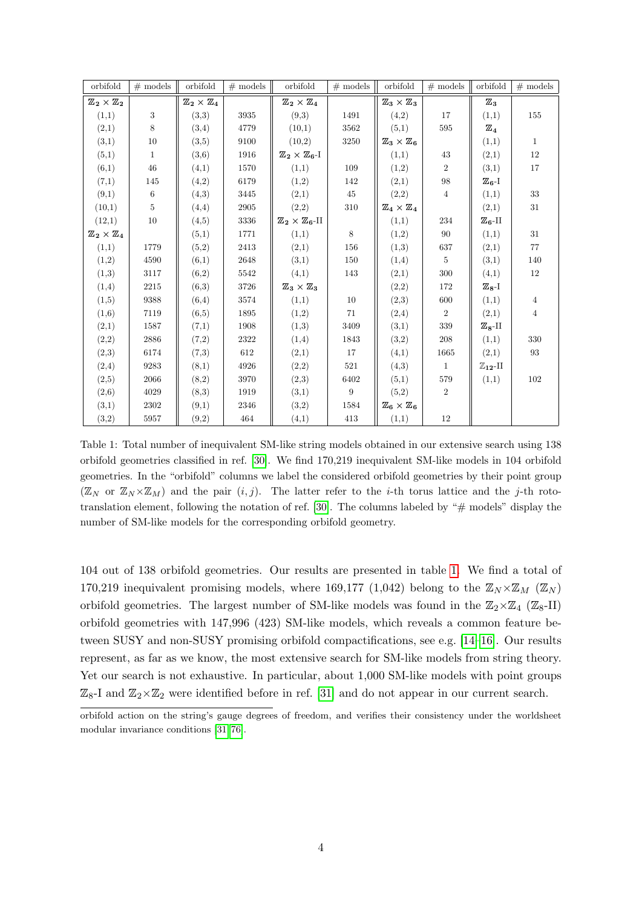| orbifold | # models | orbifold | # models | orbifold | # models | orbifold | # models | orbifold | # models |
|---|---|---|---|---|---|---|---|---|---|
| $\mathbb{Z}_2\times\mathbb{Z}_2$ | | $\mathbb{Z}_2\times\mathbb{Z}_4$ | | $\mathbb{Z}_2\times\mathbb{Z}_4$ | | $\mathbb{Z}_3\times\mathbb{Z}_3$ | | $\mathbb{Z}_3$ | |
| (1,1) | 3 | (3,3) | 3935 | (9,3) | 1491 | (4,2) | 17 | (1,1) | 155 |
| (2,1) | 8 | (3,4) | 4779 | (10,1) | 3562 | (5,1) | 595 | $\mathbb{Z}_4$ | |
| (3,1) | 10 | (3,5) | 9100 | (10,2) | 3250 | $\mathbb{Z}_3\times\mathbb{Z}_6$ | | (1,1) | 1 |
| (5,1) | 1 | (3,6) | 1916 | $\mathbb{Z}_2\times\mathbb{Z}_6$-I | | (1,1) | 43 | (2,1) | 12 |
| (6,1) | 46 | (4,1) | 1570 | (1,1) | 109 | (1,2) | 2 | (3,1) | 17 |
| (7,1) | 145 | (4,2) | 6179 | (1,2) | 142 | (2,1) | 98 | $\mathbb{Z}_6$-I | |
| (9,1) | 6 | (4,3) | 3445 | (2,1) | 45 | (2,2) | 4 | (1,1) | 33 |
| (10,1) | 5 | (4,4) | 2905 | (2,2) | 310 | $\mathbb{Z}_4\times\mathbb{Z}_4$ | | (2,1) | 31 |
| (12,1) | 10 | (4,5) | 3336 | $\mathbb{Z}_2\times\mathbb{Z}_6$-II | | (1,1) | 234 | $\mathbb{Z}_6$-II | |
| $\mathbb{Z}_2\times\mathbb{Z}_4$ | | (5,1) | 1771 | (1,1) | 8 | (1,2) | 90 | (1,1) | 31 |
| (1,1) | 1779 | (5,2) | 2413 | (2,1) | 156 | (1,3) | 637 | (2,1) | 77 |
| (1,2) | 4590 | (6,1) | 2648 | (3,1) | 150 | (1,4) | 5 | (3,1) | 140 |
| (1,3) | 3117 | (6,2) | 5542 | (4,1) | 143 | (2,1) | 300 | (4,1) | 12 |
| (1,4) | 2215 | (6,3) | 3726 | $\mathbb{Z}_3\times\mathbb{Z}_3$ | | (2,2) | 172 | $\mathbb{Z}_8$-I | |
| (1,5) | 9388 | (6,4) | 3574 | (1,1) | 10 | (2,3) | 600 | (1,1) | 4 |
| (1,6) | 7119 | (6,5) | 1895 | (1,2) | 71 | (2,4) | 2 | (2,1) | 4 |
| (2,1) | 1587 | (7,1) | 1908 | (1,3) | 3409 | (3,1) | 339 | $\mathbb{Z}_8$-II | |
| (2,2) | 2886 | (7,2) | 2322 | (1,4) | 1843 | (3,2) | 208 | (1,1) | 330 |
| (2,3) | 6174 | (7,3) | 612 | (2,1) | 17 | (4,1) | 1665 | (2,1) | 93 |
| (2,4) | 9283 | (8,1) | 4926 | (2,2) | 521 | (4,3) | 1 | $\mathbb{Z}_{12}$-II | |
| (2,5) | 2066 | (8,2) | 3970 | (2,3) | 6402 | (5,1) | 579 | (1,1) | 102 |
| (2,6) | 4029 | (8,3) | 1919 | (3,1) | 9 | (5,2) | 2 | | |
| (3,1) | 2302 | (9,1) | 2346 | (3,2) | 1584 | $\mathbb{Z}_6\times\mathbb{Z}_6$ | | | |
| (3,2) | 5957 | (9,2) | 464 | (4,1) | 413 | (1,1) | 12 | | |

Table 1: Total number of inequivalent SM-like string models obtained in our extensive search using 138 orbifold geometries classified in ref. [30]. We find 170,219 inequivalent SM-like models in 104 orbifold geometries. In the "orbifold" columns we label the considered orbifold geometries by their point group ($\mathbb{Z}_N$ or $\mathbb{Z}_N{\times}\mathbb{Z}_M$) and the pair $(i,j)$. The latter refer to the $i$-th torus lattice and the $j$-th roto-translation element, following the notation of ref. [30]. The columns labeled by "# models" display the number of SM-like models for the corresponding orbifold geometry.

104 out of 138 orbifold geometries. Our results are presented in table 1. We find a total of 170,219 inequivalent promising models, where 169,177 (1,042) belong to the $\mathbb{Z}_N{\times}\mathbb{Z}_M$ ($\mathbb{Z}_N$) orbifold geometries. The largest number of SM-like models was found in the $\mathbb{Z}_2{\times}\mathbb{Z}_4$ ($\mathbb{Z}_8$-II) orbifold geometries with 147,996 (423) SM-like models, which reveals a common feature between SUSY and non-SUSY promising orbifold compactifications, see e.g. [14–16]. Our results represent, as far as we know, the most extensive search for SM-like models from string theory. Yet our search is not exhaustive. In particular, about 1,000 SM-like models with point groups $\mathbb{Z}_8$-I and $\mathbb{Z}_2{\times}\mathbb{Z}_2$ were identified before in ref. [31] and do not appear in our current search.

orbifold action on the string's gauge degrees of freedom, and verifies their consistency under the worldsheet modular invariance conditions [31, 76].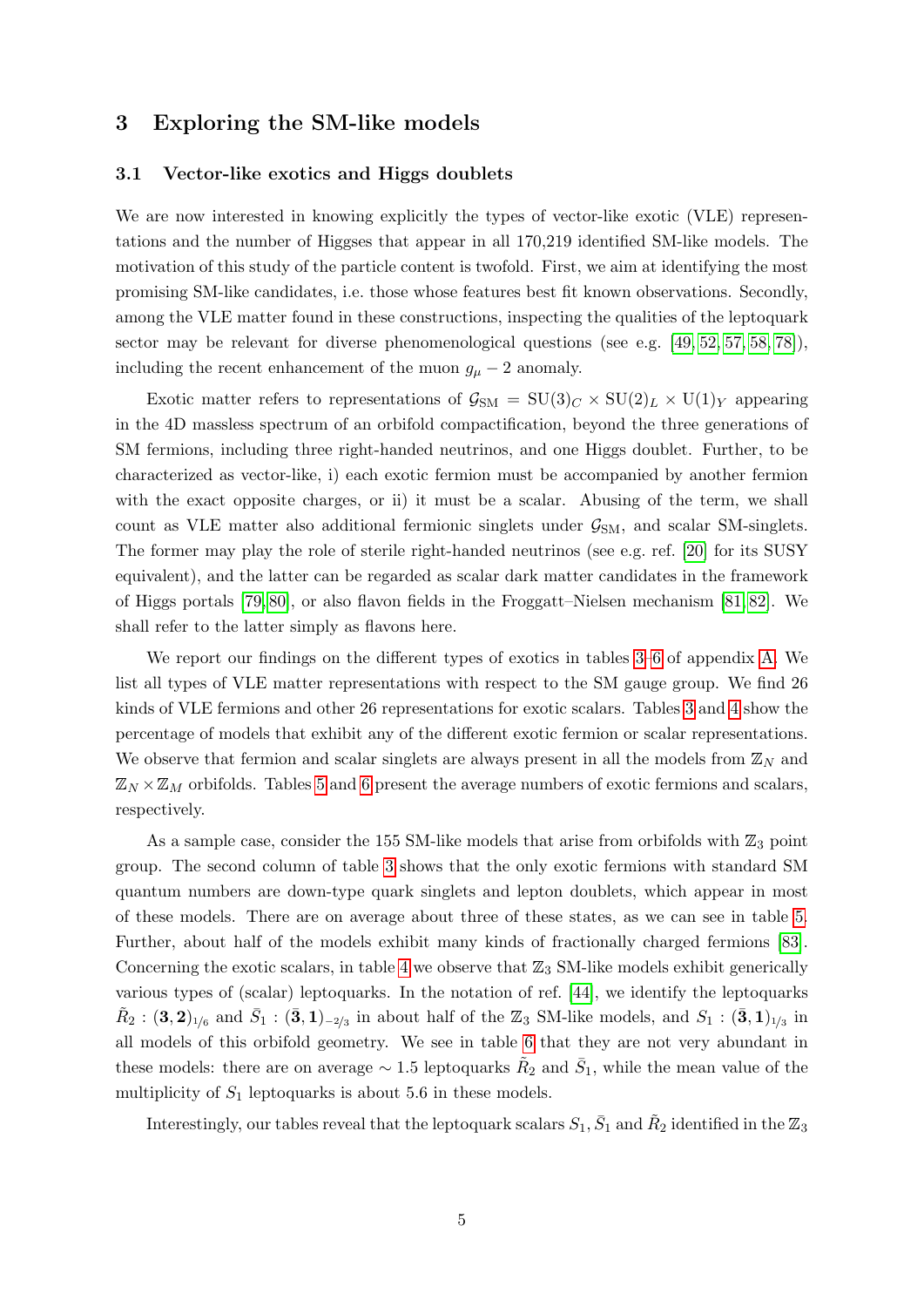# 3 Exploring the SM-like models

## 3.1 Vector-like exotics and Higgs doublets

We are now interested in knowing explicitly the types of vector-like exotic (VLE) representations and the number of Higgses that appear in all 170,219 identified SM-like models. The motivation of this study of the particle content is twofold. First, we aim at identifying the most promising SM-like candidates, i.e. those whose features best fit known observations. Secondly, among the VLE matter found in these constructions, inspecting the qualities of the leptoquark sector may be relevant for diverse phenomenological questions (see e.g. [49, 52, 57, 58, 78]), including the recent enhancement of the muon $g_\mu - 2$ anomaly.

Exotic matter refers to representations of $\mathcal{G}_{\text{SM}} = \text{SU}(3)_C \times \text{SU}(2)_L \times \text{U}(1)_Y$ appearing in the 4D massless spectrum of an orbifold compactification, beyond the three generations of SM fermions, including three right-handed neutrinos, and one Higgs doublet. Further, to be characterized as vector-like, i) each exotic fermion must be accompanied by another fermion with the exact opposite charges, or ii) it must be a scalar. Abusing of the term, we shall count as VLE matter also additional fermionic singlets under $\mathcal{G}_{\text{SM}}$, and scalar SM-singlets. The former may play the role of sterile right-handed neutrinos (see e.g. ref. [20] for its SUSY equivalent), and the latter can be regarded as scalar dark matter candidates in the framework of Higgs portals [79, 80], or also flavon fields in the Froggatt–Nielsen mechanism [81, 82]. We shall refer to the latter simply as flavons here.

We report our findings on the different types of exotics in tables 3–6 of appendix A. We list all types of VLE matter representations with respect to the SM gauge group. We find 26 kinds of VLE fermions and other 26 representations for exotic scalars. Tables 3 and 4 show the percentage of models that exhibit any of the different exotic fermion or scalar representations. We observe that fermion and scalar singlets are always present in all the models from $\mathbb{Z}_N$ and $\mathbb{Z}_N \times \mathbb{Z}_M$ orbifolds. Tables 5 and 6 present the average numbers of exotic fermions and scalars, respectively.

As a sample case, consider the 155 SM-like models that arise from orbifolds with $\mathbb{Z}_3$ point group. The second column of table 3 shows that the only exotic fermions with standard SM quantum numbers are down-type quark singlets and lepton doublets, which appear in most of these models. There are on average about three of these states, as we can see in table 5. Further, about half of the models exhibit many kinds of fractionally charged fermions [83]. Concerning the exotic scalars, in table 4 we observe that $\mathbb{Z}_3$ SM-like models exhibit generically various types of (scalar) leptoquarks. In the notation of ref. [44], we identify the leptoquarks $\tilde{R}_2 : (\mathbf{3}, \mathbf{2})_{1/6}$ and $\bar{S}_1 : (\bar{\mathbf{3}}, \mathbf{1})_{-2/3}$ in about half of the $\mathbb{Z}_3$ SM-like models, and $S_1 : (\bar{\mathbf{3}}, \mathbf{1})_{1/3}$ in all models of this orbifold geometry. We see in table 6 that they are not very abundant in these models: there are on average $\sim 1.5$ leptoquarks $\tilde{R}_2$ and $\bar{S}_1$, while the mean value of the multiplicity of $S_1$ leptoquarks is about 5.6 in these models.

Interestingly, our tables reveal that the leptoquark scalars $S_1$, $\bar{S}_1$ and $\tilde{R}_2$ identified in the $\mathbb{Z}_3$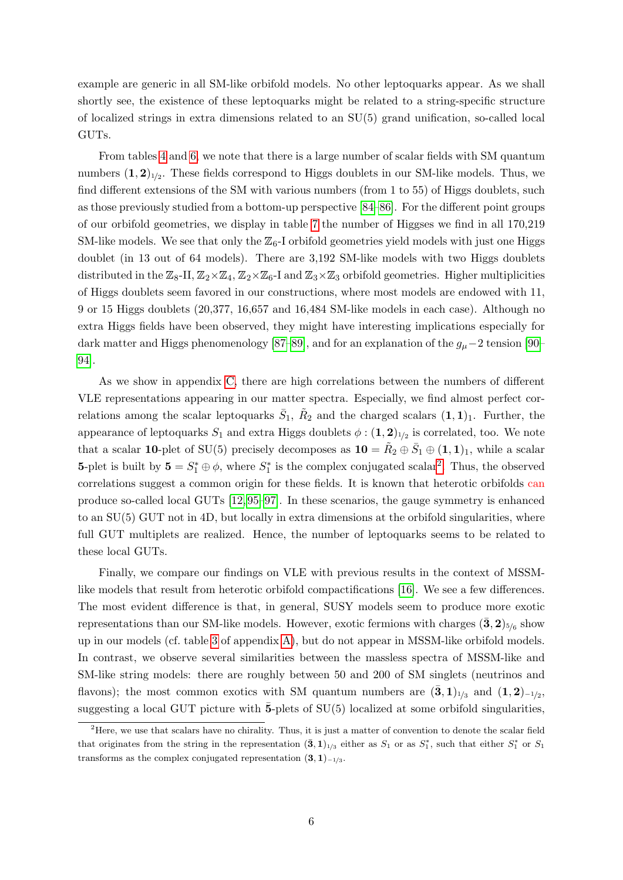example are generic in all SM-like orbifold models. No other leptoquarks appear. As we shall shortly see, the existence of these leptoquarks might be related to a string-specific structure of localized strings in extra dimensions related to an SU(5) grand unification, so-called local GUTs.

From tables 4 and 6, we note that there is a large number of scalar fields with SM quantum numbers $(\mathbf{1},\mathbf{2})_{1/2}$. These fields correspond to Higgs doublets in our SM-like models. Thus, we find different extensions of the SM with various numbers (from 1 to 55) of Higgs doublets, such as those previously studied from a bottom-up perspective [84–86]. For the different point groups of our orbifold geometries, we display in table 7 the number of Higgses we find in all 170,219 SM-like models. We see that only the $\mathbb{Z}_6$-I orbifold geometries yield models with just one Higgs doublet (in 13 out of 64 models). There are 3,192 SM-like models with two Higgs doublets distributed in the $\mathbb{Z}_8$-II, $\mathbb{Z}_2\times\mathbb{Z}_4$, $\mathbb{Z}_2\times\mathbb{Z}_6$-I and $\mathbb{Z}_3\times\mathbb{Z}_3$ orbifold geometries. Higher multiplicities of Higgs doublets seem favored in our constructions, where most models are endowed with 11, 9 or 15 Higgs doublets (20,377, 16,657 and 16,484 SM-like models in each case). Although no extra Higgs fields have been observed, they might have interesting implications especially for dark matter and Higgs phenomenology [87–89], and for an explanation of the $g_\mu-2$ tension [90–94].

As we show in appendix C, there are high correlations between the numbers of different VLE representations appearing in our matter spectra. Especially, we find almost perfect correlations among the scalar leptoquarks $\bar{S}_1$, $\tilde{R}_2$ and the charged scalars $(\mathbf{1},\mathbf{1})_1$. Further, the appearance of leptoquarks $S_1$ and extra Higgs doublets $\phi:(\mathbf{1},\mathbf{2})_{1/2}$ is correlated, too. We note that a scalar **10**-plet of SU(5) precisely decomposes as $\mathbf{10}=\tilde{R}_2\oplus\bar{S}_1\oplus(\mathbf{1},\mathbf{1})_1$, while a scalar **5**-plet is built by $\mathbf{5}=S_1^*\oplus\phi$, where $S_1^*$ is the complex conjugated scalar[2]. Thus, the observed correlations suggest a common origin for these fields. It is known that heterotic orbifolds can produce so-called local GUTs [12, 95–97]. In these scenarios, the gauge symmetry is enhanced to an SU(5) GUT not in 4D, but locally in extra dimensions at the orbifold singularities, where full GUT multiplets are realized. Hence, the number of leptoquarks seems to be related to these local GUTs.

Finally, we compare our findings on VLE with previous results in the context of MSSM-like models that result from heterotic orbifold compactifications [16]. We see a few differences. The most evident difference is that, in general, SUSY models seem to produce more exotic representations than our SM-like models. However, exotic fermions with charges $(\bar{\mathbf{3}},\mathbf{2})_{5/6}$ show up in our models (cf. table 3 of appendix A), but do not appear in MSSM-like orbifold models. In contrast, we observe several similarities between the massless spectra of MSSM-like and SM-like string models: there are roughly between 50 and 200 of SM singlets (neutrinos and flavons); the most common exotics with SM quantum numbers are $(\bar{\mathbf{3}},\mathbf{1})_{1/3}$ and $(\mathbf{1},\mathbf{2})_{-1/2}$, suggesting a local GUT picture with $\bar{\mathbf{5}}$-plets of SU(5) localized at some orbifold singularities,

[2] Here, we use that scalars have no chirality. Thus, it is just a matter of convention to denote the scalar field that originates from the string in the representation $(\mathbf{3},\mathbf{1})_{1/3}$ either as $S_1$ or as $S_1^*$, such that either $S_1^*$ or $S_1$ transforms as the complex conjugated representation $(\mathbf{3},\mathbf{1})_{-1/3}$.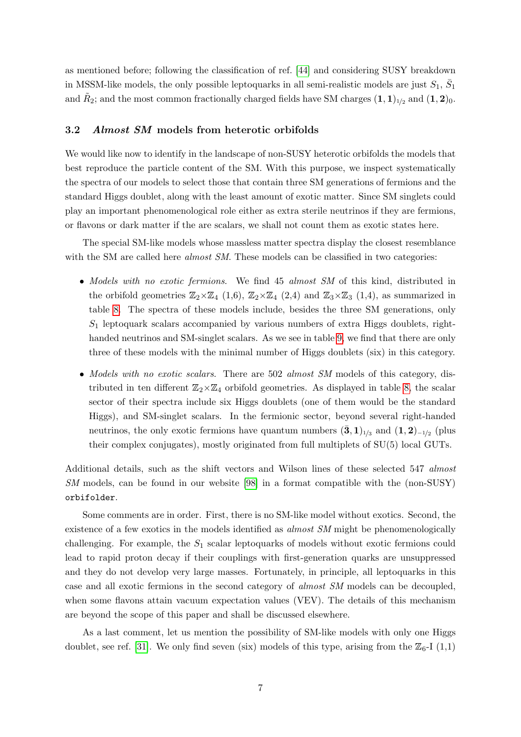as mentioned before; following the classification of ref. [44] and considering SUSY breakdown in MSSM-like models, the only possible leptoquarks in all semi-realistic models are just $S_1$, $\bar{S}_1$ and $\tilde{R}_2$; and the most common fractionally charged fields have SM charges $(\mathbf{1},\mathbf{1})_{1/2}$ and $(\mathbf{1},\mathbf{2})_0$.

### 3.2 *Almost SM* models from heterotic orbifolds

We would like now to identify in the landscape of non-SUSY heterotic orbifolds the models that best reproduce the particle content of the SM. With this purpose, we inspect systematically the spectra of our models to select those that contain three SM generations of fermions and the standard Higgs doublet, along with the least amount of exotic matter. Since SM singlets could play an important phenomenological role either as extra sterile neutrinos if they are fermions, or flavons or dark matter if the are scalars, we shall not count them as exotic states here.

The special SM-like models whose massless matter spectra display the closest resemblance with the SM are called here *almost SM*. These models can be classified in two categories:

- *Models with no exotic fermions*. We find 45 *almost SM* of this kind, distributed in the orbifold geometries $\mathbb{Z}_2{\times}\mathbb{Z}_4$ (1,6), $\mathbb{Z}_2{\times}\mathbb{Z}_4$ (2,4) and $\mathbb{Z}_3{\times}\mathbb{Z}_3$ (1,4), as summarized in table 8. The spectra of these models include, besides the three SM generations, only $S_1$ leptoquark scalars accompanied by various numbers of extra Higgs doublets, right-handed neutrinos and SM-singlet scalars. As we see in table 9, we find that there are only three of these models with the minimal number of Higgs doublets (six) in this category.
- *Models with no exotic scalars*. There are 502 *almost SM* models of this category, distributed in ten different $\mathbb{Z}_2{\times}\mathbb{Z}_4$ orbifold geometries. As displayed in table 8, the scalar sector of their spectra include six Higgs doublets (one of them would be the standard Higgs), and SM-singlet scalars. In the fermionic sector, beyond several right-handed neutrinos, the only exotic fermions have quantum numbers $(\bar{\mathbf{3}},\mathbf{1})_{1/3}$ and $(\mathbf{1},\mathbf{2})_{-1/2}$ (plus their complex conjugates), mostly originated from full multiplets of SU(5) local GUTs.

Additional details, such as the shift vectors and Wilson lines of these selected 547 *almost SM* models, can be found in our website [98] in a format compatible with the (non-SUSY) `orbifolder`.

Some comments are in order. First, there is no SM-like model without exotics. Second, the existence of a few exotics in the models identified as *almost SM* might be phenomenologically challenging. For example, the $S_1$ scalar leptoquarks of models without exotic fermions could lead to rapid proton decay if their couplings with first-generation quarks are unsuppressed and they do not develop very large masses. Fortunately, in principle, all leptoquarks in this case and all exotic fermions in the second category of *almost SM* models can be decoupled, when some flavons attain vacuum expectation values (VEV). The details of this mechanism are beyond the scope of this paper and shall be discussed elsewhere.

As a last comment, let us mention the possibility of SM-like models with only one Higgs doublet, see ref. [31]. We only find seven (six) models of this type, arising from the $\mathbb{Z}_6$-I (1,1)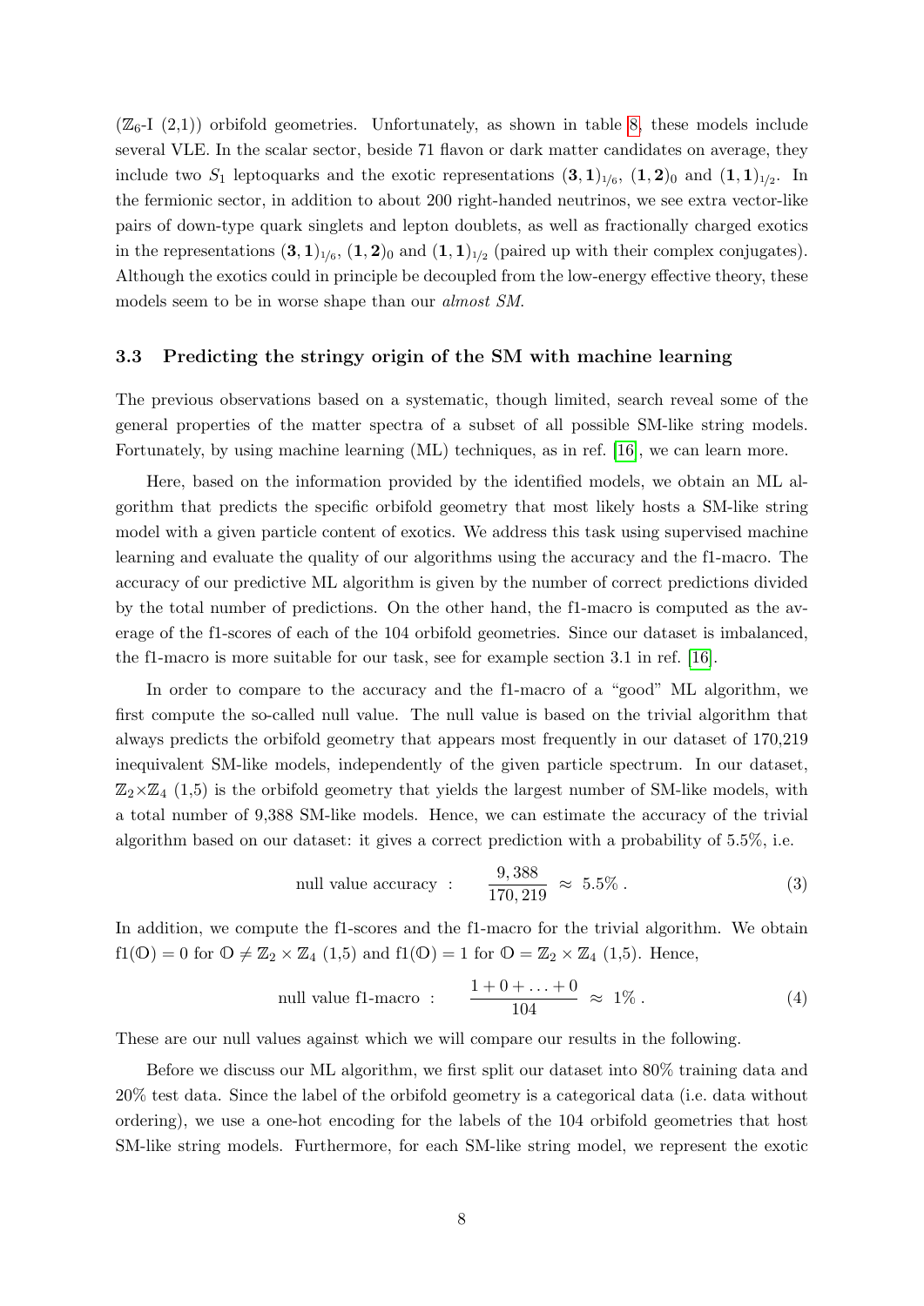($\mathbb{Z}_6$-I (2,1)) orbifold geometries. Unfortunately, as shown in table 8, these models include several VLE. In the scalar sector, beside 71 flavon or dark matter candidates on average, they include two $S_1$ leptoquarks and the exotic representations $(\mathbf{3},\mathbf{1})_{1/6}$, $(\mathbf{1},\mathbf{2})_0$ and $(\mathbf{1},\mathbf{1})_{1/2}$. In the fermionic sector, in addition to about 200 right-handed neutrinos, we see extra vector-like pairs of down-type quark singlets and lepton doublets, as well as fractionally charged exotics in the representations $(\mathbf{3},\mathbf{1})_{1/6}$, $(\mathbf{1},\mathbf{2})_0$ and $(\mathbf{1},\mathbf{1})_{1/2}$ (paired up with their complex conjugates). Although the exotics could in principle be decoupled from the low-energy effective theory, these models seem to be in worse shape than our *almost SM*.

### 3.3 Predicting the stringy origin of the SM with machine learning

The previous observations based on a systematic, though limited, search reveal some of the general properties of the matter spectra of a subset of all possible SM-like string models. Fortunately, by using machine learning (ML) techniques, as in ref. [16], we can learn more.

Here, based on the information provided by the identified models, we obtain an ML algorithm that predicts the specific orbifold geometry that most likely hosts a SM-like string model with a given particle content of exotics. We address this task using supervised machine learning and evaluate the quality of our algorithms using the accuracy and the f1-macro. The accuracy of our predictive ML algorithm is given by the number of correct predictions divided by the total number of predictions. On the other hand, the f1-macro is computed as the average of the f1-scores of each of the 104 orbifold geometries. Since our dataset is imbalanced, the f1-macro is more suitable for our task, see for example section 3.1 in ref. [16].

In order to compare to the accuracy and the f1-macro of a "good" ML algorithm, we first compute the so-called null value. The null value is based on the trivial algorithm that always predicts the orbifold geometry that appears most frequently in our dataset of 170,219 inequivalent SM-like models, independently of the given particle spectrum. In our dataset, $\mathbb{Z}_2\times\mathbb{Z}_4$ (1,5) is the orbifold geometry that yields the largest number of SM-like models, with a total number of 9,388 SM-like models. Hence, we can estimate the accuracy of the trivial algorithm based on our dataset: it gives a correct prediction with a probability of 5.5%, i.e.

$$\text{null value accuracy} \;:\qquad \frac{9,388}{170,219} \;\approx\; 5.5\%\,. \tag{3}$$

In addition, we compute the f1-scores and the f1-macro for the trivial algorithm. We obtain $\text{f1}(\mathbb{O}) = 0$ for $\mathbb{O} \neq \mathbb{Z}_2 \times \mathbb{Z}_4$ (1,5) and $\text{f1}(\mathbb{O}) = 1$ for $\mathbb{O} = \mathbb{Z}_2 \times \mathbb{Z}_4$ (1,5). Hence,

$$\text{null value f1-macro} \;:\qquad \frac{1+0+\ldots+0}{104} \;\approx\; 1\%\,. \tag{4}$$

These are our null values against which we will compare our results in the following.

Before we discuss our ML algorithm, we first split our dataset into 80% training data and 20% test data. Since the label of the orbifold geometry is a categorical data (i.e. data without ordering), we use a one-hot encoding for the labels of the 104 orbifold geometries that host SM-like string models. Furthermore, for each SM-like string model, we represent the exotic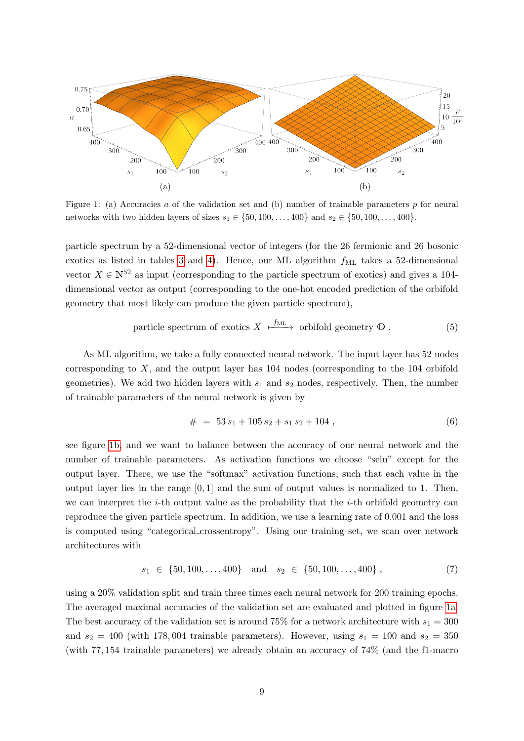Figure 1: (a) Accuracies $a$ of the validation set and (b) number of trainable parameters $p$ for neural networks with two hidden layers of sizes $s_1 \in \{50, 100, \ldots, 400\}$ and $s_2 \in \{50, 100, \ldots, 400\}$.

particle spectrum by a 52-dimensional vector of integers (for the 26 fermionic and 26 bosonic exotics as listed in tables 3 and 4). Hence, our ML algorithm $f_{\mathrm{ML}}$ takes a 52-dimensional vector $X \in \mathbb{N}^{52}$ as input (corresponding to the particle spectrum of exotics) and gives a 104-dimensional vector as output (corresponding to the one-hot encoded prediction of the orbifold geometry that most likely can produce the given particle spectrum),

$$\text{particle spectrum of exotics } X \xmapsto{f_{\mathrm{ML}}} \text{orbifold geometry } \mathbb{O} \,. \tag{5}$$

As ML algorithm, we take a fully connected neural network. The input layer has 52 nodes corresponding to $X$, and the output layer has 104 nodes (corresponding to the 104 orbifold geometries). We add two hidden layers with $s_1$ and $s_2$ nodes, respectively. Then, the number of trainable parameters of the neural network is given by

$$\# \;=\; 53\, s_1 + 105\, s_2 + s_1\, s_2 + 104 \,, \tag{6}$$

see figure 1b, and we want to balance between the accuracy of our neural network and the number of trainable parameters. As activation functions we choose "selu" except for the output layer. There, we use the "softmax" activation functions, such that each value in the output layer lies in the range $[0, 1]$ and the sum of output values is normalized to 1. Then, we can interpret the $i$-th output value as the probability that the $i$-th orbifold geometry can reproduce the given particle spectrum. In addition, we use a learning rate of 0.001 and the loss is computed using "categorical_crossentropy". Using our training set, we scan over network architectures with

$$s_1 \;\in\; \{50, 100, \ldots, 400\} \quad \text{and} \quad s_2 \;\in\; \{50, 100, \ldots, 400\} \,, \tag{7}$$

using a 20% validation split and train three times each neural network for 200 training epochs. The averaged maximal accuracies of the validation set are evaluated and plotted in figure 1a. The best accuracy of the validation set is around 75% for a network architecture with $s_1 = 300$ and $s_2 = 400$ (with 178,004 trainable parameters). However, using $s_1 = 100$ and $s_2 = 350$ (with 77,154 trainable parameters) we already obtain an accuracy of 74% (and the f1-macro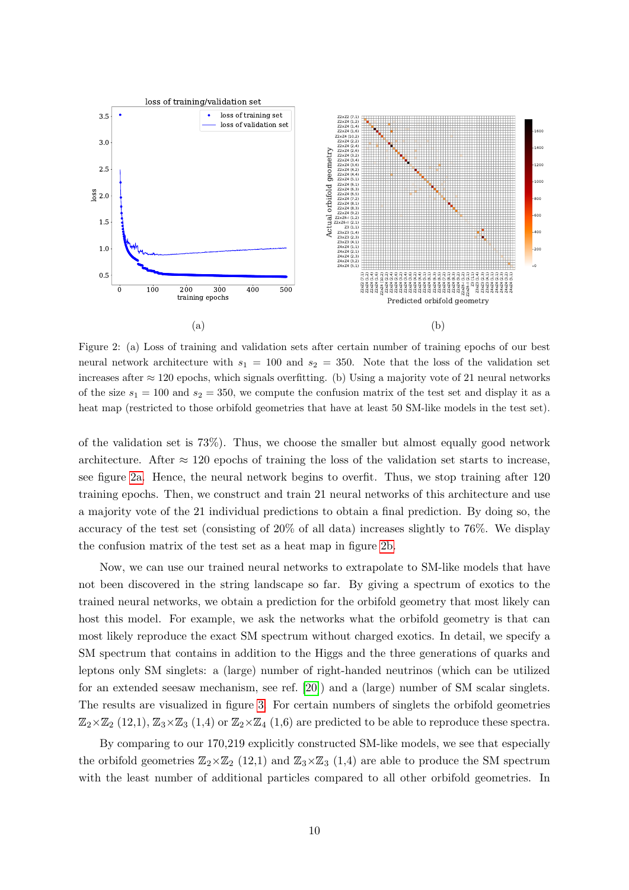Figure 2: (a) Loss of training and validation sets after certain number of training epochs of our best neural network architecture with $s_1 = 100$ and $s_2 = 350$. Note that the loss of the validation set increases after $\approx 120$ epochs, which signals overfitting. (b) Using a majority vote of 21 neural networks of the size $s_1 = 100$ and $s_2 = 350$, we compute the confusion matrix of the test set and display it as a heat map (restricted to those orbifold geometries that have at least 50 SM-like models in the test set).

of the validation set is 73%). Thus, we choose the smaller but almost equally good network architecture. After $\approx 120$ epochs of training the loss of the validation set starts to increase, see figure 2a. Hence, the neural network begins to overfit. Thus, we stop training after 120 training epochs. Then, we construct and train 21 neural networks of this architecture and use a majority vote of the 21 individual predictions to obtain a final prediction. By doing so, the accuracy of the test set (consisting of 20% of all data) increases slightly to 76%. We display the confusion matrix of the test set as a heat map in figure 2b.

Now, we can use our trained neural networks to extrapolate to SM-like models that have not been discovered in the string landscape so far. By giving a spectrum of exotics to the trained neural networks, we obtain a prediction for the orbifold geometry that most likely can host this model. For example, we ask the networks what the orbifold geometry is that can most likely reproduce the exact SM spectrum without charged exotics. In detail, we specify a SM spectrum that contains in addition to the Higgs and the three generations of quarks and leptons only SM singlets: a (large) number of right-handed neutrinos (which can be utilized for an extended seesaw mechanism, see ref. [20]) and a (large) number of SM scalar singlets. The results are visualized in figure 3. For certain numbers of singlets the orbifold geometries $\mathbb{Z}_2{\times}\mathbb{Z}_2$ (12,1), $\mathbb{Z}_3{\times}\mathbb{Z}_3$ (1,4) or $\mathbb{Z}_2{\times}\mathbb{Z}_4$ (1,6) are predicted to be able to reproduce these spectra.

By comparing to our 170,219 explicitly constructed SM-like models, we see that especially the orbifold geometries $\mathbb{Z}_2{\times}\mathbb{Z}_2$ (12,1) and $\mathbb{Z}_3{\times}\mathbb{Z}_3$ (1,4) are able to produce the SM spectrum with the least number of additional particles compared to all other orbifold geometries. In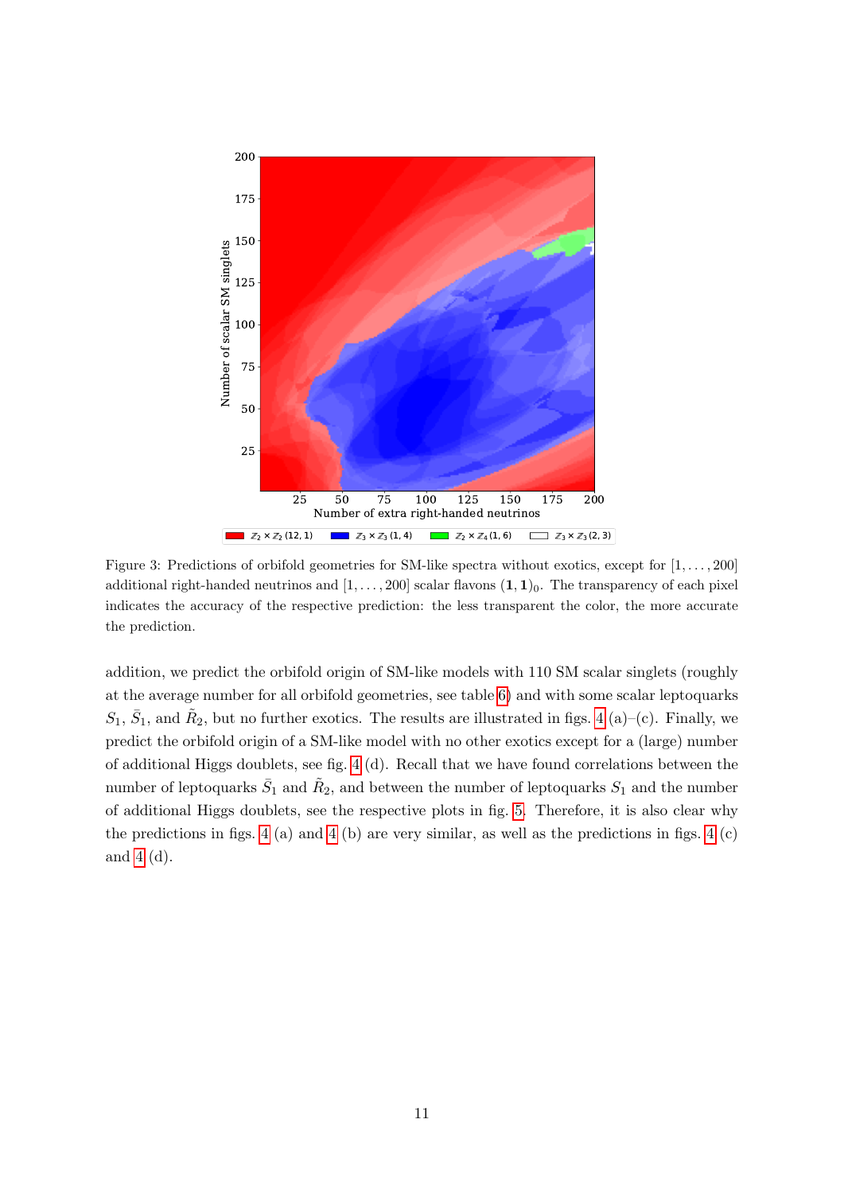Figure 3: Predictions of orbifold geometries for SM-like spectra without exotics, except for $[1, \ldots, 200]$ additional right-handed neutrinos and $[1, \ldots, 200]$ scalar flavons $(\mathbf{1}, \mathbf{1})_0$. The transparency of each pixel indicates the accuracy of the respective prediction: the less transparent the color, the more accurate the prediction.

addition, we predict the orbifold origin of SM-like models with 110 SM scalar singlets (roughly at the average number for all orbifold geometries, see table 6) and with some scalar leptoquarks $S_1$, $\bar{S}_1$, and $\tilde{R}_2$, but no further exotics. The results are illustrated in figs. 4 (a)–(c). Finally, we predict the orbifold origin of a SM-like model with no other exotics except for a (large) number of additional Higgs doublets, see fig. 4 (d). Recall that we have found correlations between the number of leptoquarks $\bar{S}_1$ and $\tilde{R}_2$, and between the number of leptoquarks $S_1$ and the number of additional Higgs doublets, see the respective plots in fig. 5. Therefore, it is also clear why the predictions in figs. 4 (a) and 4 (b) are very similar, as well as the predictions in figs. 4 (c) and 4 (d).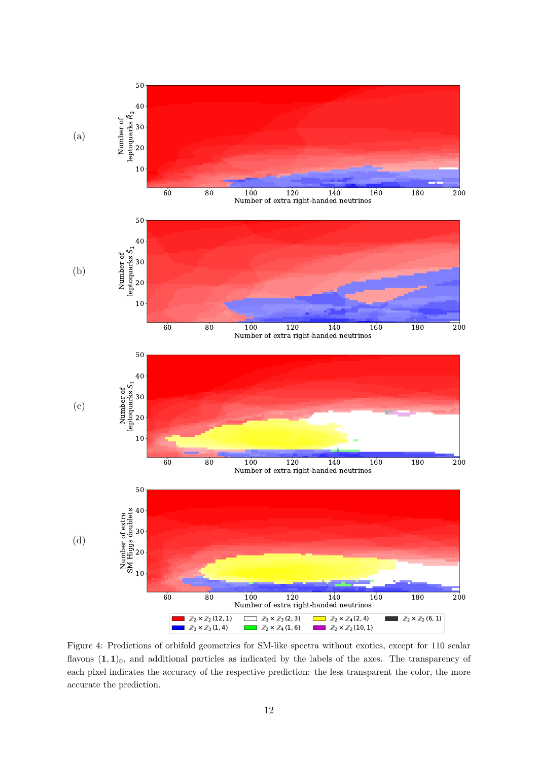Figure 4: Predictions of orbifold geometries for SM-like spectra without exotics, except for 110 scalar flavons $(\mathbf{1},\mathbf{1})_0$, and additional particles as indicated by the labels of the axes. The transparency of each pixel indicates the accuracy of the respective prediction: the less transparent the color, the more accurate the prediction.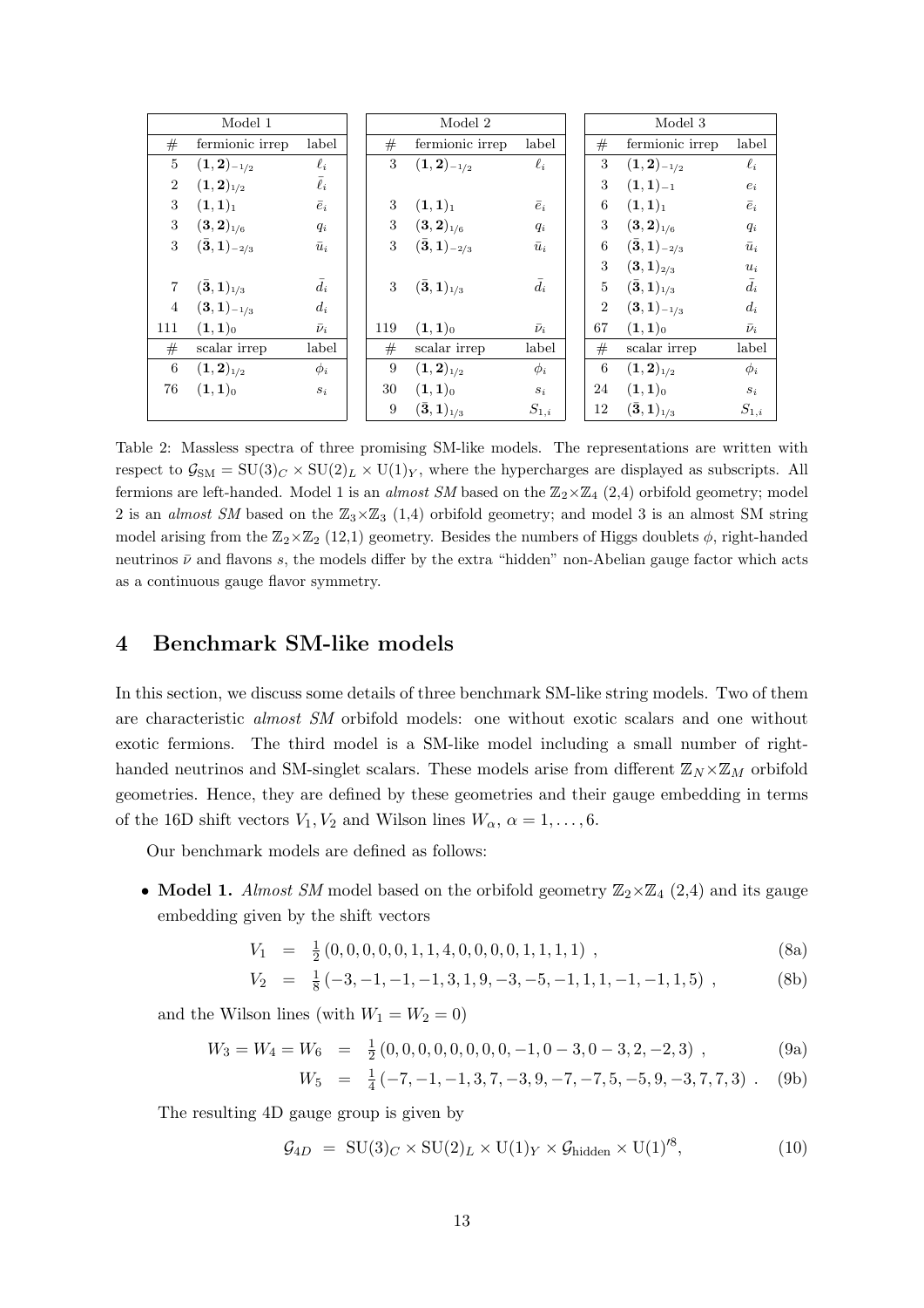| Model 1 | | | Model 2 | | | Model 3 | | |
|---|---|---|---|---|---|---|---|---|
| # | fermionic irrep | label | # | fermionic irrep | label | # | fermionic irrep | label |
| 5 | $(\mathbf{1},\mathbf{2})_{-1/2}$ | $\ell_i$ | 3 | $(\mathbf{1},\mathbf{2})_{-1/2}$ | $\ell_i$ | 3 | $(\mathbf{1},\mathbf{2})_{-1/2}$ | $\ell_i$ |
| 2 | $(\mathbf{1},\mathbf{2})_{1/2}$ | $\bar{\ell}_i$ | | | | 3 | $(\mathbf{1},\mathbf{1})_{-1}$ | $e_i$ |
| 3 | $(\mathbf{1},\mathbf{1})_{1}$ | $\bar{e}_i$ | 3 | $(\mathbf{1},\mathbf{1})_{1}$ | $\bar{e}_i$ | 6 | $(\mathbf{1},\mathbf{1})_{1}$ | $\bar{e}_i$ |
| 3 | $(\mathbf{3},\mathbf{2})_{1/6}$ | $q_i$ | 3 | $(\mathbf{3},\mathbf{2})_{1/6}$ | $q_i$ | 3 | $(\mathbf{3},\mathbf{2})_{1/6}$ | $q_i$ |
| 3 | $(\bar{\mathbf{3}},\mathbf{1})_{-2/3}$ | $\bar{u}_i$ | 3 | $(\bar{\mathbf{3}},\mathbf{1})_{-2/3}$ | $\bar{u}_i$ | 6 | $(\bar{\mathbf{3}},\mathbf{1})_{-2/3}$ | $\bar{u}_i$ |
| | | | | | | 3 | $(\mathbf{3},\mathbf{1})_{2/3}$ | $u_i$ |
| 7 | $(\bar{\mathbf{3}},\mathbf{1})_{1/3}$ | $\bar{d}_i$ | 3 | $(\bar{\mathbf{3}},\mathbf{1})_{1/3}$ | $\bar{d}_i$ | 5 | $(\bar{\mathbf{3}},\mathbf{1})_{1/3}$ | $\bar{d}_i$ |
| 4 | $(\mathbf{3},\mathbf{1})_{-1/3}$ | $d_i$ | | | | 2 | $(\mathbf{3},\mathbf{1})_{-1/3}$ | $d_i$ |
| 111 | $(\mathbf{1},\mathbf{1})_{0}$ | $\bar{\nu}_i$ | 119 | $(\mathbf{1},\mathbf{1})_{0}$ | $\bar{\nu}_i$ | 67 | $(\mathbf{1},\mathbf{1})_{0}$ | $\bar{\nu}_i$ |
| # | scalar irrep | label | # | scalar irrep | label | # | scalar irrep | label |
| 6 | $(\mathbf{1},\mathbf{2})_{1/2}$ | $\phi_i$ | 9 | $(\mathbf{1},\mathbf{2})_{1/2}$ | $\phi_i$ | 6 | $(\mathbf{1},\mathbf{2})_{1/2}$ | $\phi_i$ |
| 76 | $(\mathbf{1},\mathbf{1})_{0}$ | $s_i$ | 30 | $(\mathbf{1},\mathbf{1})_{0}$ | $s_i$ | 24 | $(\mathbf{1},\mathbf{1})_{0}$ | $s_i$ |
| | | | 9 | $(\bar{\mathbf{3}},\mathbf{1})_{1/3}$ | $S_{1,i}$ | 12 | $(\bar{\mathbf{3}},\mathbf{1})_{1/3}$ | $S_{1,i}$ |

Table 2: Massless spectra of three promising SM-like models. The representations are written with respect to $\mathcal{G}_{\mathrm{SM}} = \mathrm{SU}(3)_C \times \mathrm{SU}(2)_L \times \mathrm{U}(1)_Y$, where the hypercharges are displayed as subscripts. All fermions are left-handed. Model 1 is an *almost SM* based on the $\mathbb{Z}_2\times\mathbb{Z}_4$ (2,4) orbifold geometry; model 2 is an *almost SM* based on the $\mathbb{Z}_3\times\mathbb{Z}_3$ (1,4) orbifold geometry; and model 3 is an almost SM string model arising from the $\mathbb{Z}_2\times\mathbb{Z}_2$ (12,1) geometry. Besides the numbers of Higgs doublets $\phi$, right-handed neutrinos $\bar{\nu}$ and flavons $s$, the models differ by the extra "hidden" non-Abelian gauge factor which acts as a continuous gauge flavor symmetry.

## 4 Benchmark SM-like models

In this section, we discuss some details of three benchmark SM-like string models. Two of them are characteristic *almost SM* orbifold models: one without exotic scalars and one without exotic fermions. The third model is a SM-like model including a small number of right-handed neutrinos and SM-singlet scalars. These models arise from different $\mathbb{Z}_N\times\mathbb{Z}_M$ orbifold geometries. Hence, they are defined by these geometries and their gauge embedding in terms of the 16D shift vectors $V_1, V_2$ and Wilson lines $W_\alpha$, $\alpha = 1,\ldots,6$.

Our benchmark models are defined as follows:

- **Model 1.** *Almost SM* model based on the orbifold geometry $\mathbb{Z}_2\times\mathbb{Z}_4$ (2,4) and its gauge embedding given by the shift vectors

$$V_1 = \tfrac{1}{2}\,(0,0,0,0,0,1,1,4,0,0,0,0,1,1,1,1)\ , \tag{8a}$$

$$V_2 = \tfrac{1}{8}\,(-3,-1,-1,-1,3,1,9,-3,-5,-1,1,1,-1,-1,1,5)\ , \tag{8b}$$

  and the Wilson lines (with $W_1 = W_2 = 0$)

$$W_3 = W_4 = W_6 = \tfrac{1}{2}\,(0,0,0,0,0,0,0,0,-1,0-3,0-3,2,-2,3)\ , \tag{9a}$$

$$W_5 = \tfrac{1}{4}\,(-7,-1,-1,3,7,-3,9,-7,-7,5,-5,9,-3,7,7,3)\ . \tag{9b}$$

  The resulting 4D gauge group is given by

$$\mathcal{G}_{4D} = \mathrm{SU}(3)_C \times \mathrm{SU}(2)_L \times \mathrm{U}(1)_Y \times \mathcal{G}_{\mathrm{hidden}} \times \mathrm{U}(1)'^{8}, \tag{10}$$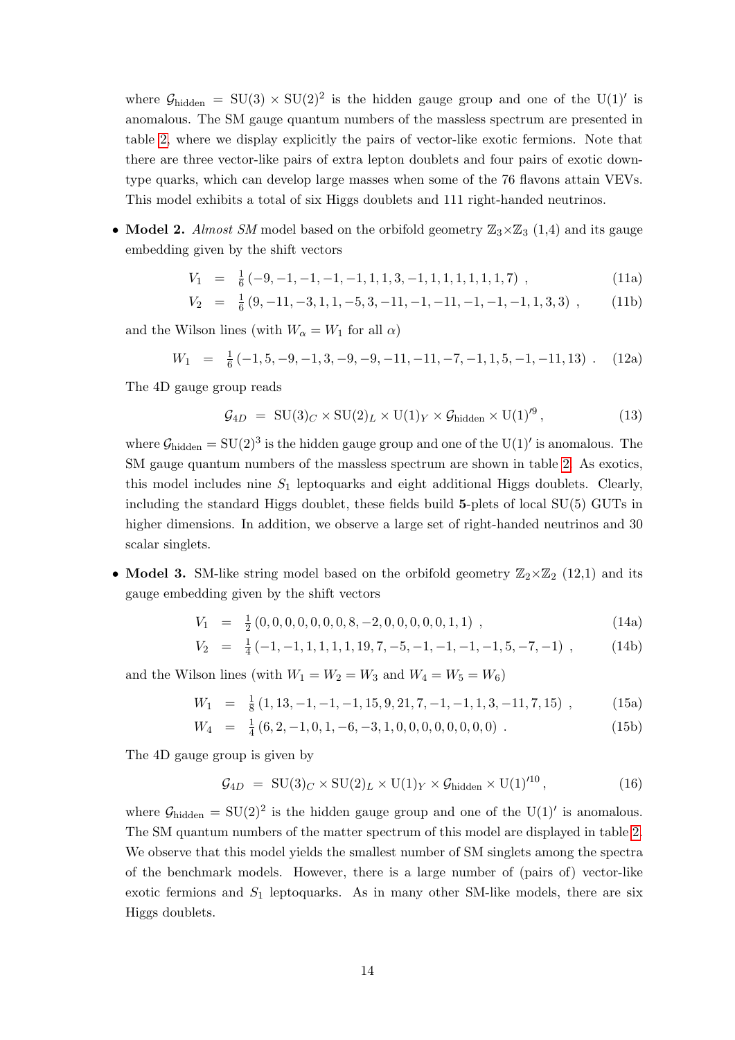where $\mathcal{G}_{\text{hidden}} = \text{SU}(3) \times \text{SU}(2)^2$ is the hidden gauge group and one of the $\text{U}(1)'$ is anomalous. The SM gauge quantum numbers of the massless spectrum are presented in table 2, where we display explicitly the pairs of vector-like exotic fermions. Note that there are three vector-like pairs of extra lepton doublets and four pairs of exotic down-type quarks, which can develop large masses when some of the 76 flavons attain VEVs. This model exhibits a total of six Higgs doublets and 111 right-handed neutrinos.

- **Model 2.** *Almost SM* model based on the orbifold geometry $\mathbb{Z}_3 \times \mathbb{Z}_3$ (1,4) and its gauge embedding given by the shift vectors

$$V_1 \;=\; \tfrac{1}{6}\left(-9,-1,-1,-1,-1,1,1,3,-1,1,1,1,1,1,1,7\right) \,, \tag{11a}$$

$$V_2 \;=\; \tfrac{1}{6}\left(9,-11,-3,1,1,-5,3,-11,-1,-11,-1,-1,-1,1,3,3\right) \,, \tag{11b}$$

and the Wilson lines (with $W_\alpha = W_1$ for all $\alpha$)

$$W_1 \;=\; \tfrac{1}{6}\left(-1,5,-9,-1,3,-9,-9,-11,-11,-7,-1,1,5,-1,-11,13\right) \,. \tag{12a}$$

The 4D gauge group reads

$$\mathcal{G}_{4D} \;=\; \text{SU}(3)_C \times \text{SU}(2)_L \times \text{U}(1)_Y \times \mathcal{G}_{\text{hidden}} \times \text{U}(1)'^{9} \,, \tag{13}$$

where $\mathcal{G}_{\text{hidden}} = \text{SU}(2)^3$ is the hidden gauge group and one of the $\text{U}(1)'$ is anomalous. The SM gauge quantum numbers of the massless spectrum are shown in table 2. As exotics, this model includes nine $S_1$ leptoquarks and eight additional Higgs doublets. Clearly, including the standard Higgs doublet, these fields build **5**-plets of local SU(5) GUTs in higher dimensions. In addition, we observe a large set of right-handed neutrinos and 30 scalar singlets.

- **Model 3.** SM-like string model based on the orbifold geometry $\mathbb{Z}_2 \times \mathbb{Z}_2$ (12,1) and its gauge embedding given by the shift vectors

$$V_1 \;=\; \tfrac{1}{2}\left(0,0,0,0,0,0,0,8,-2,0,0,0,0,0,1,1\right) \,, \tag{14a}$$

$$V_2 \;=\; \tfrac{1}{4}\left(-1,-1,1,1,1,1,19,7,-5,-1,-1,-1,-1,5,-7,-1\right) \,, \tag{14b}$$

and the Wilson lines (with $W_1 = W_2 = W_3$ and $W_4 = W_5 = W_6$)

$$W_1 \;=\; \tfrac{1}{8}\left(1,13,-1,-1,-1,15,9,21,7,-1,-1,1,3,-11,7,15\right) \,, \tag{15a}$$

$$W_4 \;=\; \tfrac{1}{4}\left(6,2,-1,0,1,-6,-3,1,0,0,0,0,0,0,0,0\right) \,. \tag{15b}$$

The 4D gauge group is given by

$$\mathcal{G}_{4D} \;=\; \text{SU}(3)_C \times \text{SU}(2)_L \times \text{U}(1)_Y \times \mathcal{G}_{\text{hidden}} \times \text{U}(1)'^{10} \,, \tag{16}$$

where $\mathcal{G}_{\text{hidden}} = \text{SU}(2)^2$ is the hidden gauge group and one of the $\text{U}(1)'$ is anomalous. The SM quantum numbers of the matter spectrum of this model are displayed in table 2. We observe that this model yields the smallest number of SM singlets among the spectra of the benchmark models. However, there is a large number of (pairs of) vector-like exotic fermions and $S_1$ leptoquarks. As in many other SM-like models, there are six Higgs doublets.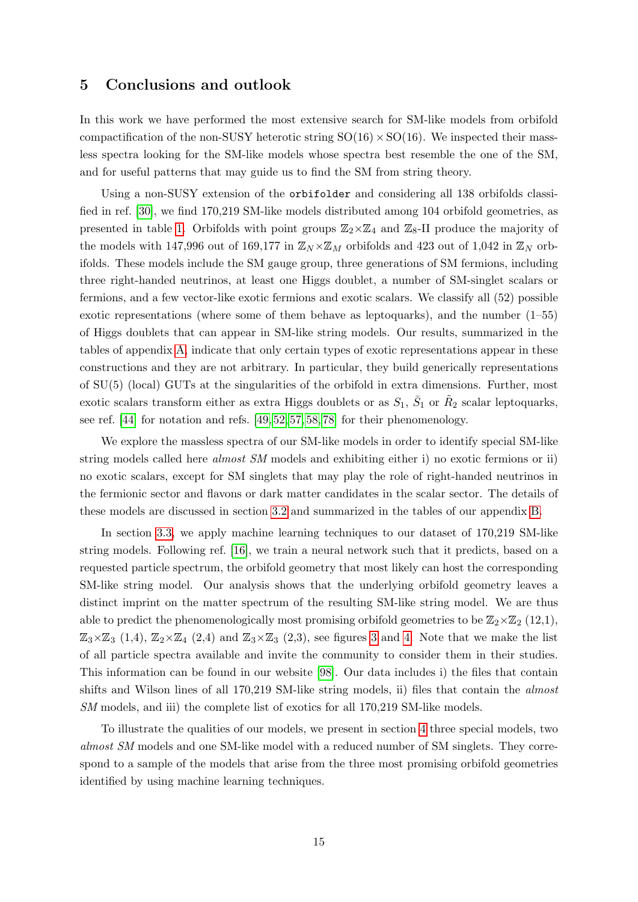## 5 Conclusions and outlook

In this work we have performed the most extensive search for SM-like models from orbifold compactification of the non-SUSY heterotic string $\mathrm{SO}(16) \times \mathrm{SO}(16)$. We inspected their massless spectra looking for the SM-like models whose spectra best resemble the one of the SM, and for useful patterns that may guide us to find the SM from string theory.

Using a non-SUSY extension of the `orbifolder` and considering all 138 orbifolds classified in ref. [30], we find 170,219 SM-like models distributed among 104 orbifold geometries, as presented in table 1. Orbifolds with point groups $\mathbb{Z}_2 \times \mathbb{Z}_4$ and $\mathbb{Z}_8$-II produce the majority of the models with 147,996 out of 169,177 in $\mathbb{Z}_N \times \mathbb{Z}_M$ orbifolds and 423 out of 1,042 in $\mathbb{Z}_N$ orbifolds. These models include the SM gauge group, three generations of SM fermions, including three right-handed neutrinos, at least one Higgs doublet, a number of SM-singlet scalars or fermions, and a few vector-like exotic fermions and exotic scalars. We classify all (52) possible exotic representations (where some of them behave as leptoquarks), and the number (1–55) of Higgs doublets that can appear in SM-like string models. Our results, summarized in the tables of appendix A, indicate that only certain types of exotic representations appear in these constructions and they are not arbitrary. In particular, they build generically representations of SU(5) (local) GUTs at the singularities of the orbifold in extra dimensions. Further, most exotic scalars transform either as extra Higgs doublets or as $S_1$, $\bar{S}_1$ or $\tilde{R}_2$ scalar leptoquarks, see ref. [44] for notation and refs. [49, 52, 57, 58, 78] for their phenomenology.

We explore the massless spectra of our SM-like models in order to identify special SM-like string models called here *almost SM* models and exhibiting either i) no exotic fermions or ii) no exotic scalars, except for SM singlets that may play the role of right-handed neutrinos in the fermionic sector and flavons or dark matter candidates in the scalar sector. The details of these models are discussed in section 3.2 and summarized in the tables of our appendix B.

In section 3.3, we apply machine learning techniques to our dataset of 170,219 SM-like string models. Following ref. [16], we train a neural network such that it predicts, based on a requested particle spectrum, the orbifold geometry that most likely can host the corresponding SM-like string model. Our analysis shows that the underlying orbifold geometry leaves a distinct imprint on the matter spectrum of the resulting SM-like string model. We are thus able to predict the phenomenologically most promising orbifold geometries to be $\mathbb{Z}_2 \times \mathbb{Z}_2$ (12,1), $\mathbb{Z}_3 \times \mathbb{Z}_3$ (1,4), $\mathbb{Z}_2 \times \mathbb{Z}_4$ (2,4) and $\mathbb{Z}_3 \times \mathbb{Z}_3$ (2,3), see figures 3 and 4. Note that we make the list of all particle spectra available and invite the community to consider them in their studies. This information can be found in our website [98]. Our data includes i) the files that contain shifts and Wilson lines of all 170,219 SM-like string models, ii) files that contain the *almost SM* models, and iii) the complete list of exotics for all 170,219 SM-like models.

To illustrate the qualities of our models, we present in section 4 three special models, two *almost SM* models and one SM-like model with a reduced number of SM singlets. They correspond to a sample of the models that arise from the three most promising orbifold geometries identified by using machine learning techniques.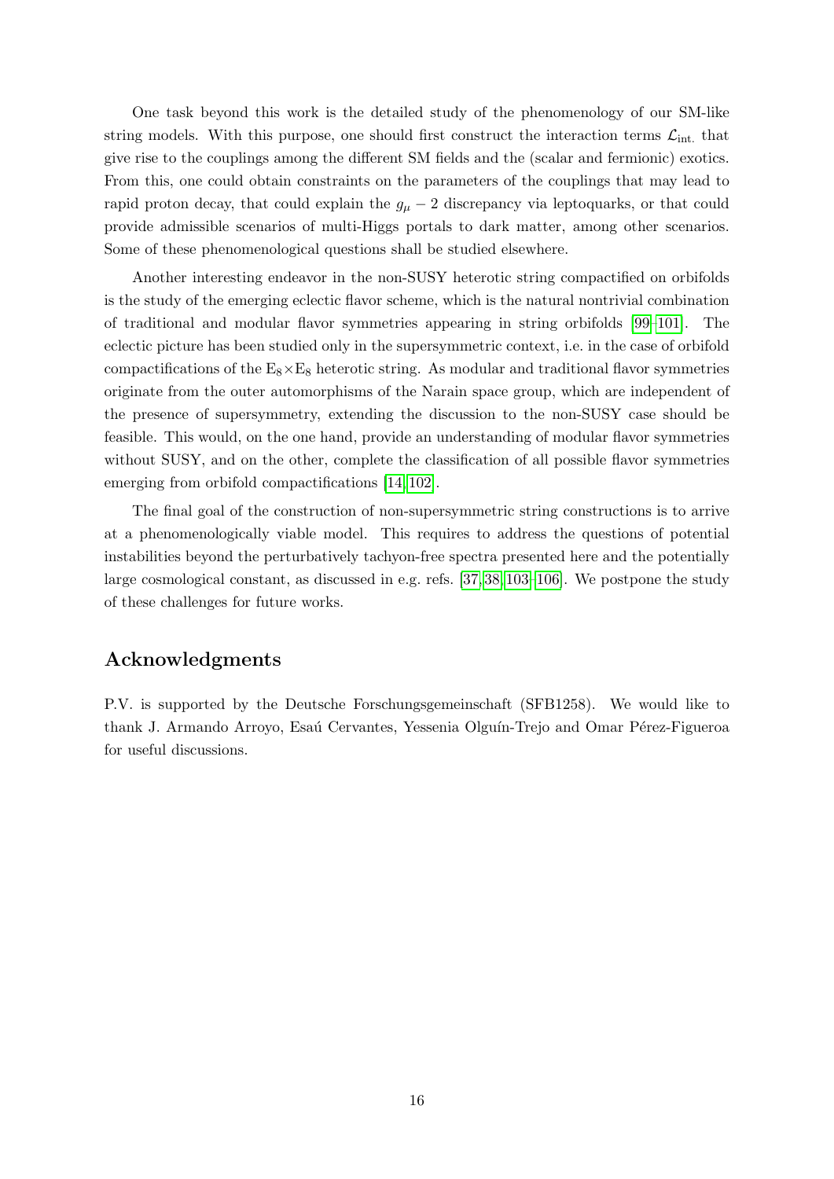One task beyond this work is the detailed study of the phenomenology of our SM-like string models. With this purpose, one should first construct the interaction terms $\mathcal{L}_{\text{int.}}$ that give rise to the couplings among the different SM fields and the (scalar and fermionic) exotics. From this, one could obtain constraints on the parameters of the couplings that may lead to rapid proton decay, that could explain the $g_\mu - 2$ discrepancy via leptoquarks, or that could provide admissible scenarios of multi-Higgs portals to dark matter, among other scenarios. Some of these phenomenological questions shall be studied elsewhere.

Another interesting endeavor in the non-SUSY heterotic string compactified on orbifolds is the study of the emerging eclectic flavor scheme, which is the natural nontrivial combination of traditional and modular flavor symmetries appearing in string orbifolds [99–101]. The eclectic picture has been studied only in the supersymmetric context, i.e. in the case of orbifold compactifications of the $\mathrm{E}_8\times\mathrm{E}_8$ heterotic string. As modular and traditional flavor symmetries originate from the outer automorphisms of the Narain space group, which are independent of the presence of supersymmetry, extending the discussion to the non-SUSY case should be feasible. This would, on the one hand, provide an understanding of modular flavor symmetries without SUSY, and on the other, complete the classification of all possible flavor symmetries emerging from orbifold compactifications [14, 102].

The final goal of the construction of non-supersymmetric string constructions is to arrive at a phenomenologically viable model. This requires to address the questions of potential instabilities beyond the perturbatively tachyon-free spectra presented here and the potentially large cosmological constant, as discussed in e.g. refs. [37, 38, 103–106]. We postpone the study of these challenges for future works.

## Acknowledgments

P.V. is supported by the Deutsche Forschungsgemeinschaft (SFB1258). We would like to thank J. Armando Arroyo, Esaú Cervantes, Yessenia Olguín-Trejo and Omar Pérez-Figueroa for useful discussions.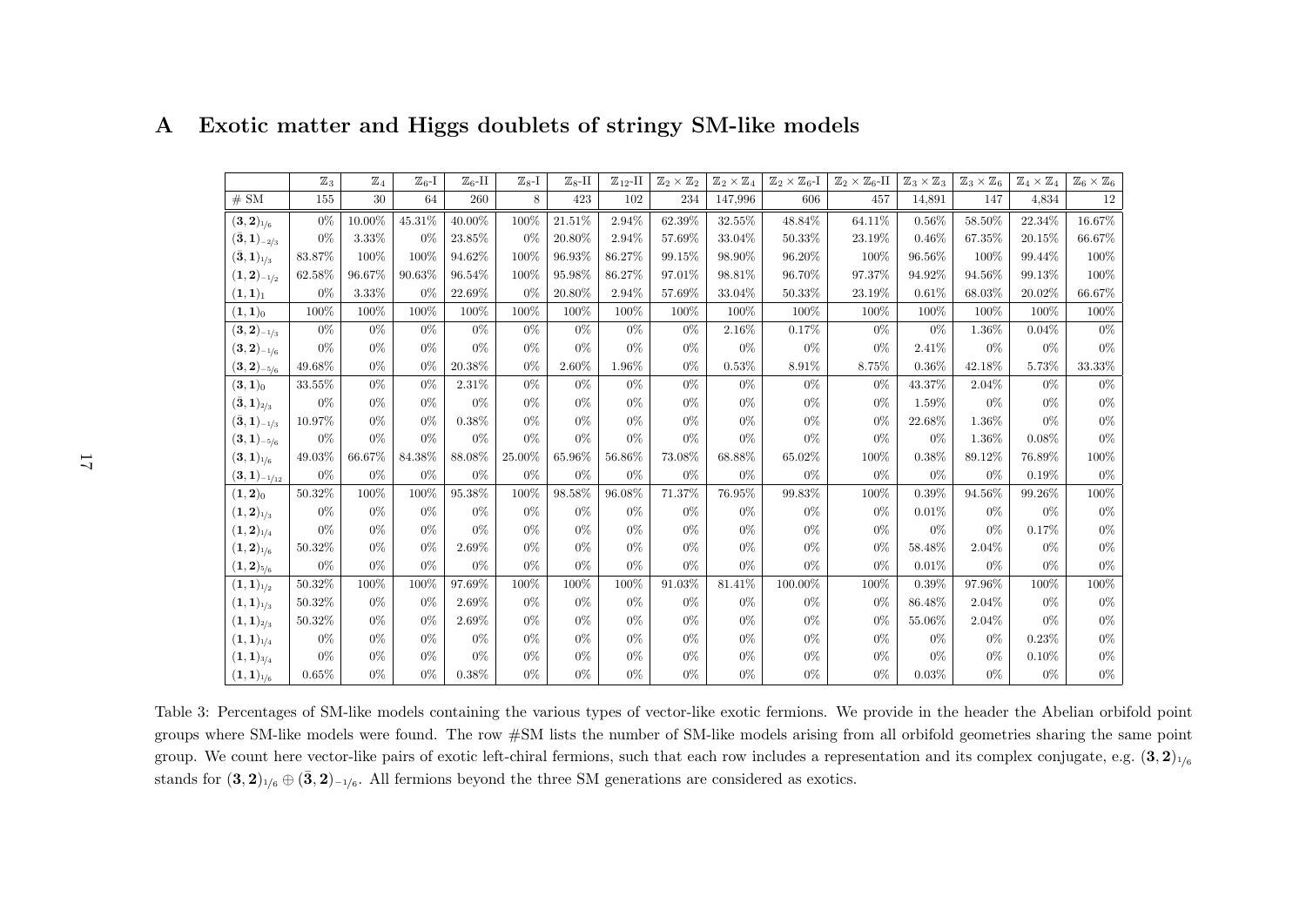## A Exotic matter and Higgs doublets of stringy SM-like models

| | $\mathbb{Z}_3$ | $\mathbb{Z}_4$ | $\mathbb{Z}_6$-I | $\mathbb{Z}_6$-II | $\mathbb{Z}_8$-I | $\mathbb{Z}_8$-II | $\mathbb{Z}_{12}$-II | $\mathbb{Z}_2\times\mathbb{Z}_2$ | $\mathbb{Z}_2\times\mathbb{Z}_4$ | $\mathbb{Z}_2\times\mathbb{Z}_6$-I | $\mathbb{Z}_2\times\mathbb{Z}_6$-II | $\mathbb{Z}_3\times\mathbb{Z}_3$ | $\mathbb{Z}_3\times\mathbb{Z}_6$ | $\mathbb{Z}_4\times\mathbb{Z}_4$ | $\mathbb{Z}_6\times\mathbb{Z}_6$ |
|---|---|---|---|---|---|---|---|---|---|---|---|---|---|---|---|
| # SM | 155 | 30 | 64 | 260 | 8 | 423 | 102 | 234 | 147,996 | 606 | 457 | 14,891 | 147 | 4,834 | 12 |
| $(\mathbf{3},\mathbf{2})_{1/6}$ | 0% | 10.00% | 45.31% | 40.00% | 100% | 21.51% | 2.94% | 62.39% | 32.55% | 48.84% | 64.11% | 0.56% | 58.50% | 22.34% | 16.67% |
| $(\bar{\mathbf{3}},\mathbf{1})_{-2/3}$ | 0% | 3.33% | 0% | 23.85% | 0% | 20.80% | 2.94% | 57.69% | 33.04% | 50.33% | 23.19% | 0.46% | 67.35% | 20.15% | 66.67% |
| $(\bar{\mathbf{3}},\mathbf{1})_{1/3}$ | 83.87% | 100% | 100% | 94.62% | 100% | 96.93% | 86.27% | 99.15% | 98.90% | 96.20% | 100% | 96.56% | 100% | 99.44% | 100% |
| $(\mathbf{1},\mathbf{2})_{-1/2}$ | 62.58% | 96.67% | 90.63% | 96.54% | 100% | 95.98% | 86.27% | 97.01% | 98.81% | 96.70% | 97.37% | 94.92% | 94.56% | 99.13% | 100% |
| $(\mathbf{1},\mathbf{1})_{1}$ | 0% | 3.33% | 0% | 22.69% | 0% | 20.80% | 2.94% | 57.69% | 33.04% | 50.33% | 23.19% | 0.61% | 68.03% | 20.02% | 66.67% |
| $(\mathbf{1},\mathbf{1})_{0}$ | 100% | 100% | 100% | 100% | 100% | 100% | 100% | 100% | 100% | 100% | 100% | 100% | 100% | 100% | 100% |
| $(\mathbf{3},\mathbf{2})_{-1/3}$ | 0% | 0% | 0% | 0% | 0% | 0% | 0% | 0% | 2.16% | 0.17% | 0% | 0% | 1.36% | 0.04% | 0% |
| $(\mathbf{3},\mathbf{2})_{-1/6}$ | 0% | 0% | 0% | 0% | 0% | 0% | 0% | 0% | 0% | 0% | 0% | 2.41% | 0% | 0% | 0% |
| $(\mathbf{3},\mathbf{2})_{-5/6}$ | 49.68% | 0% | 0% | 20.38% | 0% | 2.60% | 1.96% | 0% | 0.53% | 8.91% | 8.75% | 0.36% | 42.18% | 5.73% | 33.33% |
| $(\mathbf{3},\mathbf{1})_{0}$ | 33.55% | 0% | 0% | 2.31% | 0% | 0% | 0% | 0% | 0% | 0% | 0% | 43.37% | 2.04% | 0% | 0% |
| $(\bar{\mathbf{3}},\mathbf{1})_{2/3}$ | 0% | 0% | 0% | 0% | 0% | 0% | 0% | 0% | 0% | 0% | 0% | 1.59% | 0% | 0% | 0% |
| $(\bar{\mathbf{3}},\mathbf{1})_{-1/3}$ | 10.97% | 0% | 0% | 0.38% | 0% | 0% | 0% | 0% | 0% | 0% | 0% | 22.68% | 1.36% | 0% | 0% |
| $(\mathbf{3},\mathbf{1})_{-5/6}$ | 0% | 0% | 0% | 0% | 0% | 0% | 0% | 0% | 0% | 0% | 0% | 0% | 1.36% | 0.08% | 0% |
| $(\mathbf{3},\mathbf{1})_{1/6}$ | 49.03% | 66.67% | 84.38% | 88.08% | 25.00% | 65.96% | 56.86% | 73.08% | 68.88% | 65.02% | 100% | 0.38% | 89.12% | 76.89% | 100% |
| $(\mathbf{3},\mathbf{1})_{-1/12}$ | 0% | 0% | 0% | 0% | 0% | 0% | 0% | 0% | 0% | 0% | 0% | 0% | 0% | 0.19% | 0% |
| $(\mathbf{1},\mathbf{2})_{0}$ | 50.32% | 100% | 100% | 95.38% | 100% | 98.58% | 96.08% | 71.37% | 76.95% | 99.83% | 100% | 0.39% | 94.56% | 99.26% | 100% |
| $(\mathbf{1},\mathbf{2})_{1/3}$ | 0% | 0% | 0% | 0% | 0% | 0% | 0% | 0% | 0% | 0% | 0% | 0.01% | 0% | 0% | 0% |
| $(\mathbf{1},\mathbf{2})_{1/4}$ | 0% | 0% | 0% | 0% | 0% | 0% | 0% | 0% | 0% | 0% | 0% | 0% | 0% | 0.17% | 0% |
| $(\mathbf{1},\mathbf{2})_{1/6}$ | 50.32% | 0% | 0% | 2.69% | 0% | 0% | 0% | 0% | 0% | 0% | 0% | 58.48% | 2.04% | 0% | 0% |
| $(\mathbf{1},\mathbf{2})_{5/6}$ | 0% | 0% | 0% | 0% | 0% | 0% | 0% | 0% | 0% | 0% | 0% | 0.01% | 0% | 0% | 0% |
| $(\mathbf{1},\mathbf{1})_{1/2}$ | 50.32% | 100% | 100% | 97.69% | 100% | 100% | 100% | 91.03% | 81.41% | 100.00% | 100% | 0.39% | 97.96% | 100% | 100% |
| $(\mathbf{1},\mathbf{1})_{1/3}$ | 50.32% | 0% | 0% | 2.69% | 0% | 0% | 0% | 0% | 0% | 0% | 0% | 86.48% | 2.04% | 0% | 0% |
| $(\mathbf{1},\mathbf{1})_{2/3}$ | 50.32% | 0% | 0% | 2.69% | 0% | 0% | 0% | 0% | 0% | 0% | 0% | 55.06% | 2.04% | 0% | 0% |
| $(\mathbf{1},\mathbf{1})_{1/4}$ | 0% | 0% | 0% | 0% | 0% | 0% | 0% | 0% | 0% | 0% | 0% | 0% | 0% | 0.23% | 0% |
| $(\mathbf{1},\mathbf{1})_{3/4}$ | 0% | 0% | 0% | 0% | 0% | 0% | 0% | 0% | 0% | 0% | 0% | 0% | 0% | 0.10% | 0% |
| $(\mathbf{1},\mathbf{1})_{1/6}$ | 0.65% | 0% | 0% | 0.38% | 0% | 0% | 0% | 0% | 0% | 0% | 0% | 0.03% | 0% | 0% | 0% |

Table 3: Percentages of SM-like models containing the various types of vector-like exotic fermions. We provide in the header the Abelian orbifold point groups where SM-like models were found. The row #SM lists the number of SM-like models arising from all orbifold geometries sharing the same point group. We count here vector-like pairs of exotic left-chiral fermions, such that each row includes a representation and its complex conjugate, e.g. $(\mathbf{3},\mathbf{2})_{1/6}$ stands for $(\mathbf{3},\mathbf{2})_{1/6}\oplus(\bar{\mathbf{3}},\mathbf{2})_{-1/6}$. All fermions beyond the three SM generations are considered as exotics.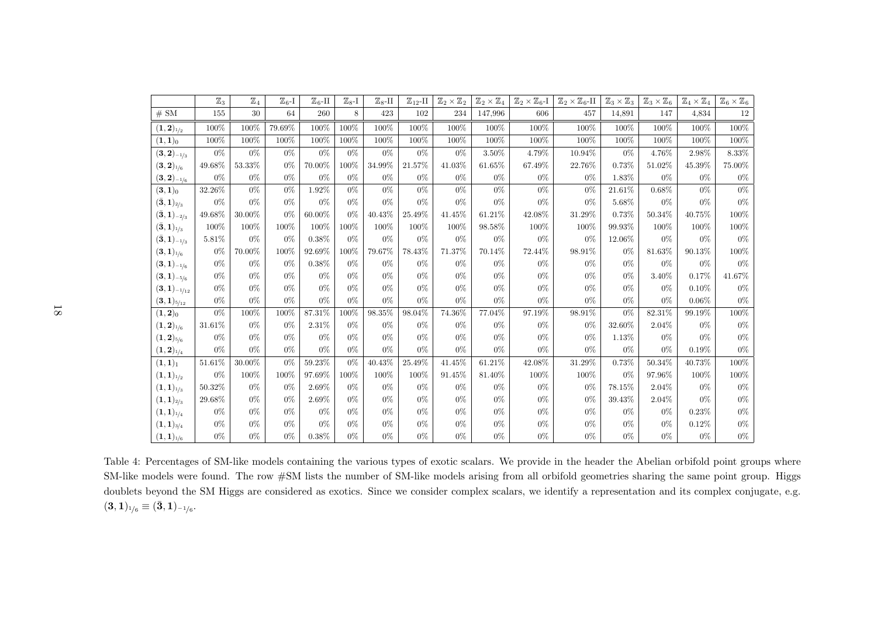| | $\mathbb{Z}_3$ | $\mathbb{Z}_4$ | $\mathbb{Z}_6$-I | $\mathbb{Z}_6$-II | $\mathbb{Z}_8$-I | $\mathbb{Z}_8$-II | $\mathbb{Z}_{12}$-II | $\mathbb{Z}_2\times\mathbb{Z}_2$ | $\mathbb{Z}_2\times\mathbb{Z}_4$ | $\mathbb{Z}_2\times\mathbb{Z}_6$-I | $\mathbb{Z}_2\times\mathbb{Z}_6$-II | $\mathbb{Z}_3\times\mathbb{Z}_3$ | $\mathbb{Z}_3\times\mathbb{Z}_6$ | $\mathbb{Z}_4\times\mathbb{Z}_4$ | $\mathbb{Z}_6\times\mathbb{Z}_6$ |
|---|---|---|---|---|---|---|---|---|---|---|---|---|---|---|---|
| # SM | 155 | 30 | 64 | 260 | 8 | 423 | 102 | 234 | 147,996 | 606 | 457 | 14,891 | 147 | 4,834 | 12 |
| $(\mathbf{1},\mathbf{2})_{1/2}$ | 100% | 100% | 79.69% | 100% | 100% | 100% | 100% | 100% | 100% | 100% | 100% | 100% | 100% | 100% | 100% |
| $(\mathbf{1},\mathbf{1})_{0}$ | 100% | 100% | 100% | 100% | 100% | 100% | 100% | 100% | 100% | 100% | 100% | 100% | 100% | 100% | 100% |
| $(\mathbf{3},\mathbf{2})_{-1/3}$ | 0% | 0% | 0% | 0% | 0% | 0% | 0% | 0% | 3.50% | 4.79% | 10.94% | 0% | 4.76% | 2.98% | 8.33% |
| $(\mathbf{3},\mathbf{2})_{1/6}$ | 49.68% | 53.33% | 0% | 70.00% | 100% | 34.99% | 21.57% | 41.03% | 61.65% | 67.49% | 22.76% | 0.73% | 51.02% | 45.39% | 75.00% |
| $(\mathbf{3},\mathbf{2})_{-1/6}$ | 0% | 0% | 0% | 0% | 0% | 0% | 0% | 0% | 0% | 0% | 0% | 1.83% | 0% | 0% | 0% |
| $(\mathbf{3},\mathbf{1})_{0}$ | 32.26% | 0% | 0% | 1.92% | 0% | 0% | 0% | 0% | 0% | 0% | 0% | 21.61% | 0.68% | 0% | 0% |
| $(\bar{\mathbf{3}},\mathbf{1})_{2/3}$ | 0% | 0% | 0% | 0% | 0% | 0% | 0% | 0% | 0% | 0% | 0% | 5.68% | 0% | 0% | 0% |
| $(\bar{\mathbf{3}},\mathbf{1})_{-2/3}$ | 49.68% | 30.00% | 0% | 60.00% | 0% | 40.43% | 25.49% | 41.45% | 61.21% | 42.08% | 31.29% | 0.73% | 50.34% | 40.75% | 100% |
| $(\bar{\mathbf{3}},\mathbf{1})_{1/3}$ | 100% | 100% | 100% | 100% | 100% | 100% | 100% | 100% | 98.58% | 100% | 100% | 99.93% | 100% | 100% | 100% |
| $(\bar{\mathbf{3}},\mathbf{1})_{-1/3}$ | 5.81% | 0% | 0% | 0.38% | 0% | 0% | 0% | 0% | 0% | 0% | 0% | 12.06% | 0% | 0% | 0% |
| $(\mathbf{3},\mathbf{1})_{1/6}$ | 0% | 70.00% | 100% | 92.69% | 100% | 79.67% | 78.43% | 71.37% | 70.14% | 72.44% | 98.91% | 0% | 81.63% | 90.13% | 100% |
| $(\mathbf{3},\mathbf{1})_{-1/6}$ | 0% | 0% | 0% | 0.38% | 0% | 0% | 0% | 0% | 0% | 0% | 0% | 0% | 0% | 0% | 0% |
| $(\mathbf{3},\mathbf{1})_{-5/6}$ | 0% | 0% | 0% | 0% | 0% | 0% | 0% | 0% | 0% | 0% | 0% | 0% | 3.40% | 0.17% | 41.67% |
| $(\mathbf{3},\mathbf{1})_{-1/12}$ | 0% | 0% | 0% | 0% | 0% | 0% | 0% | 0% | 0% | 0% | 0% | 0% | 0% | 0.10% | 0% |
| $(\mathbf{3},\mathbf{1})_{5/12}$ | 0% | 0% | 0% | 0% | 0% | 0% | 0% | 0% | 0% | 0% | 0% | 0% | 0% | 0.06% | 0% |
| $(\mathbf{1},\mathbf{2})_{0}$ | 0% | 100% | 100% | 87.31% | 100% | 98.35% | 98.04% | 74.36% | 77.04% | 97.19% | 98.91% | 0% | 82.31% | 99.19% | 100% |
| $(\mathbf{1},\mathbf{2})_{1/6}$ | 31.61% | 0% | 0% | 2.31% | 0% | 0% | 0% | 0% | 0% | 0% | 0% | 32.60% | 2.04% | 0% | 0% |
| $(\mathbf{1},\mathbf{2})_{5/6}$ | 0% | 0% | 0% | 0% | 0% | 0% | 0% | 0% | 0% | 0% | 0% | 1.13% | 0% | 0% | 0% |
| $(\mathbf{1},\mathbf{2})_{1/4}$ | 0% | 0% | 0% | 0% | 0% | 0% | 0% | 0% | 0% | 0% | 0% | 0% | 0% | 0.19% | 0% |
| $(\mathbf{1},\mathbf{1})_{1}$ | 51.61% | 30.00% | 0% | 59.23% | 0% | 40.43% | 25.49% | 41.45% | 61.21% | 42.08% | 31.29% | 0.73% | 50.34% | 40.73% | 100% |
| $(\mathbf{1},\mathbf{1})_{1/2}$ | 0% | 100% | 100% | 97.69% | 100% | 100% | 100% | 91.45% | 81.40% | 100% | 100% | 0% | 97.96% | 100% | 100% |
| $(\mathbf{1},\mathbf{1})_{1/3}$ | 50.32% | 0% | 0% | 2.69% | 0% | 0% | 0% | 0% | 0% | 0% | 0% | 78.15% | 2.04% | 0% | 0% |
| $(\mathbf{1},\mathbf{1})_{2/3}$ | 29.68% | 0% | 0% | 2.69% | 0% | 0% | 0% | 0% | 0% | 0% | 0% | 39.43% | 2.04% | 0% | 0% |
| $(\mathbf{1},\mathbf{1})_{1/4}$ | 0% | 0% | 0% | 0% | 0% | 0% | 0% | 0% | 0% | 0% | 0% | 0% | 0% | 0.23% | 0% |
| $(\mathbf{1},\mathbf{1})_{3/4}$ | 0% | 0% | 0% | 0% | 0% | 0% | 0% | 0% | 0% | 0% | 0% | 0% | 0% | 0.12% | 0% |
| $(\mathbf{1},\mathbf{1})_{1/6}$ | 0% | 0% | 0% | 0.38% | 0% | 0% | 0% | 0% | 0% | 0% | 0% | 0% | 0% | 0% | 0% |

Table 4: Percentages of SM-like models containing the various types of exotic scalars. We provide in the header the Abelian orbifold point groups where SM-like models were found. The row #SM lists the number of SM-like models arising from all orbifold geometries sharing the same point group. Higgs doublets beyond the SM Higgs are considered as exotics. Since we consider complex scalars, we identify a representation and its complex conjugate, e.g. $(\mathbf{3},\mathbf{1})_{1/6}\equiv(\bar{\mathbf{3}},\mathbf{1})_{-1/6}$.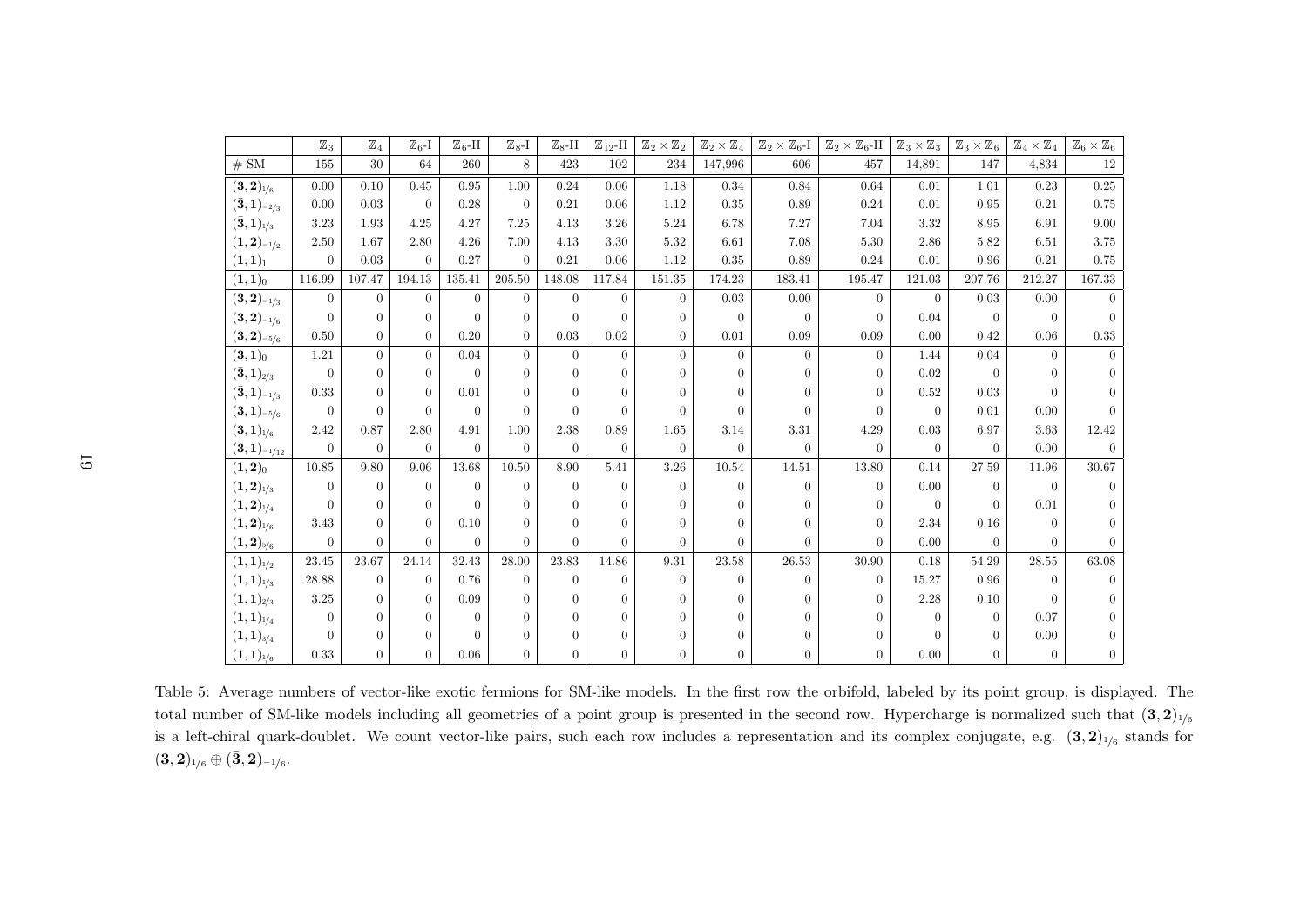|  | $\mathbb{Z}_3$ | $\mathbb{Z}_4$ | $\mathbb{Z}_6$-I | $\mathbb{Z}_6$-II | $\mathbb{Z}_8$-I | $\mathbb{Z}_8$-II | $\mathbb{Z}_{12}$-II | $\mathbb{Z}_2\times\mathbb{Z}_2$ | $\mathbb{Z}_2\times\mathbb{Z}_4$ | $\mathbb{Z}_2\times\mathbb{Z}_6$-I | $\mathbb{Z}_2\times\mathbb{Z}_6$-II | $\mathbb{Z}_3\times\mathbb{Z}_3$ | $\mathbb{Z}_3\times\mathbb{Z}_6$ | $\mathbb{Z}_4\times\mathbb{Z}_4$ | $\mathbb{Z}_6\times\mathbb{Z}_6$ |
|---|---|---|---|---|---|---|---|---|---|---|---|---|---|---|---|
| # SM | 155 | 30 | 64 | 260 | 8 | 423 | 102 | 234 | 147,996 | 606 | 457 | 14,891 | 147 | 4,834 | 12 |
| $(\mathbf{3},\mathbf{2})_{1/6}$ | 0.00 | 0.10 | 0.45 | 0.95 | 1.00 | 0.24 | 0.06 | 1.18 | 0.34 | 0.84 | 0.64 | 0.01 | 1.01 | 0.23 | 0.25 |
| $(\bar{\mathbf{3}},\mathbf{1})_{-2/3}$ | 0.00 | 0.03 | 0 | 0.28 | 0 | 0.21 | 0.06 | 1.12 | 0.35 | 0.89 | 0.24 | 0.01 | 0.95 | 0.21 | 0.75 |
| $(\bar{\mathbf{3}},\mathbf{1})_{1/3}$ | 3.23 | 1.93 | 4.25 | 4.27 | 7.25 | 4.13 | 3.26 | 5.24 | 6.78 | 7.27 | 7.04 | 3.32 | 8.95 | 6.91 | 9.00 |
| $(\mathbf{1},\mathbf{2})_{-1/2}$ | 2.50 | 1.67 | 2.80 | 4.26 | 7.00 | 4.13 | 3.30 | 5.32 | 6.61 | 7.08 | 5.30 | 2.86 | 5.82 | 6.51 | 3.75 |
| $(\mathbf{1},\mathbf{1})_{1}$ | 0 | 0.03 | 0 | 0.27 | 0 | 0.21 | 0.06 | 1.12 | 0.35 | 0.89 | 0.24 | 0.01 | 0.96 | 0.21 | 0.75 |
| $(\mathbf{1},\mathbf{1})_{0}$ | 116.99 | 107.47 | 194.13 | 135.41 | 205.50 | 148.08 | 117.84 | 151.35 | 174.23 | 183.41 | 195.47 | 121.03 | 207.76 | 212.27 | 167.33 |
| $(\mathbf{3},\mathbf{2})_{-1/3}$ | 0 | 0 | 0 | 0 | 0 | 0 | 0 | 0 | 0.03 | 0.00 | 0 | 0 | 0.03 | 0.00 | 0 |
| $(\mathbf{3},\mathbf{2})_{-1/6}$ | 0 | 0 | 0 | 0 | 0 | 0 | 0 | 0 | 0 | 0 | 0 | 0.04 | 0 | 0 | 0 |
| $(\mathbf{3},\mathbf{2})_{-5/6}$ | 0.50 | 0 | 0 | 0.20 | 0 | 0.03 | 0.02 | 0 | 0.01 | 0.09 | 0.09 | 0.00 | 0.42 | 0.06 | 0.33 |
| $(\mathbf{3},\mathbf{1})_{0}$ | 1.21 | 0 | 0 | 0.04 | 0 | 0 | 0 | 0 | 0 | 0 | 0 | 1.44 | 0.04 | 0 | 0 |
| $(\bar{\mathbf{3}},\mathbf{1})_{2/3}$ | 0 | 0 | 0 | 0 | 0 | 0 | 0 | 0 | 0 | 0 | 0 | 0.02 | 0 | 0 | 0 |
| $(\bar{\mathbf{3}},\mathbf{1})_{-1/3}$ | 0.33 | 0 | 0 | 0.01 | 0 | 0 | 0 | 0 | 0 | 0 | 0 | 0.52 | 0.03 | 0 | 0 |
| $(\mathbf{3},\mathbf{1})_{-5/6}$ | 0 | 0 | 0 | 0 | 0 | 0 | 0 | 0 | 0 | 0 | 0 | 0 | 0.01 | 0.00 | 0 |
| $(\mathbf{3},\mathbf{1})_{1/6}$ | 2.42 | 0.87 | 2.80 | 4.91 | 1.00 | 2.38 | 0.89 | 1.65 | 3.14 | 3.31 | 4.29 | 0.03 | 6.97 | 3.63 | 12.42 |
| $(\mathbf{3},\mathbf{1})_{-1/12}$ | 0 | 0 | 0 | 0 | 0 | 0 | 0 | 0 | 0 | 0 | 0 | 0 | 0 | 0.00 | 0 |
| $(\mathbf{1},\mathbf{2})_{0}$ | 10.85 | 9.80 | 9.06 | 13.68 | 10.50 | 8.90 | 5.41 | 3.26 | 10.54 | 14.51 | 13.80 | 0.14 | 27.59 | 11.96 | 30.67 |
| $(\mathbf{1},\mathbf{2})_{1/3}$ | 0 | 0 | 0 | 0 | 0 | 0 | 0 | 0 | 0 | 0 | 0 | 0.00 | 0 | 0 | 0 |
| $(\mathbf{1},\mathbf{2})_{1/4}$ | 0 | 0 | 0 | 0 | 0 | 0 | 0 | 0 | 0 | 0 | 0 | 0 | 0 | 0.01 | 0 |
| $(\mathbf{1},\mathbf{2})_{1/6}$ | 3.43 | 0 | 0 | 0.10 | 0 | 0 | 0 | 0 | 0 | 0 | 0 | 2.34 | 0.16 | 0 | 0 |
| $(\mathbf{1},\mathbf{2})_{5/6}$ | 0 | 0 | 0 | 0 | 0 | 0 | 0 | 0 | 0 | 0 | 0 | 0.00 | 0 | 0 | 0 |
| $(\mathbf{1},\mathbf{1})_{1/2}$ | 23.45 | 23.67 | 24.14 | 32.43 | 28.00 | 23.83 | 14.86 | 9.31 | 23.58 | 26.53 | 30.90 | 0.18 | 54.29 | 28.55 | 63.08 |
| $(\mathbf{1},\mathbf{1})_{1/3}$ | 28.88 | 0 | 0 | 0.76 | 0 | 0 | 0 | 0 | 0 | 0 | 0 | 15.27 | 0.96 | 0 | 0 |
| $(\mathbf{1},\mathbf{1})_{2/3}$ | 3.25 | 0 | 0 | 0.09 | 0 | 0 | 0 | 0 | 0 | 0 | 0 | 2.28 | 0.10 | 0 | 0 |
| $(\mathbf{1},\mathbf{1})_{1/4}$ | 0 | 0 | 0 | 0 | 0 | 0 | 0 | 0 | 0 | 0 | 0 | 0 | 0 | 0.07 | 0 |
| $(\mathbf{1},\mathbf{1})_{3/4}$ | 0 | 0 | 0 | 0 | 0 | 0 | 0 | 0 | 0 | 0 | 0 | 0 | 0 | 0.00 | 0 |
| $(\mathbf{1},\mathbf{1})_{1/6}$ | 0.33 | 0 | 0 | 0.06 | 0 | 0 | 0 | 0 | 0 | 0 | 0 | 0.00 | 0 | 0 | 0 |

Table 5: Average numbers of vector-like exotic fermions for SM-like models. In the first row the orbifold, labeled by its point group, is displayed. The total number of SM-like models including all geometries of a point group is presented in the second row. Hypercharge is normalized such that $(\mathbf{3},\mathbf{2})_{1/6}$ is a left-chiral quark-doublet. We count vector-like pairs, such each row includes a representation and its complex conjugate, e.g. $(\mathbf{3},\mathbf{2})_{1/6}$ stands for $(\mathbf{3},\mathbf{2})_{1/6} \oplus (\bar{\mathbf{3}},\mathbf{2})_{-1/6}$.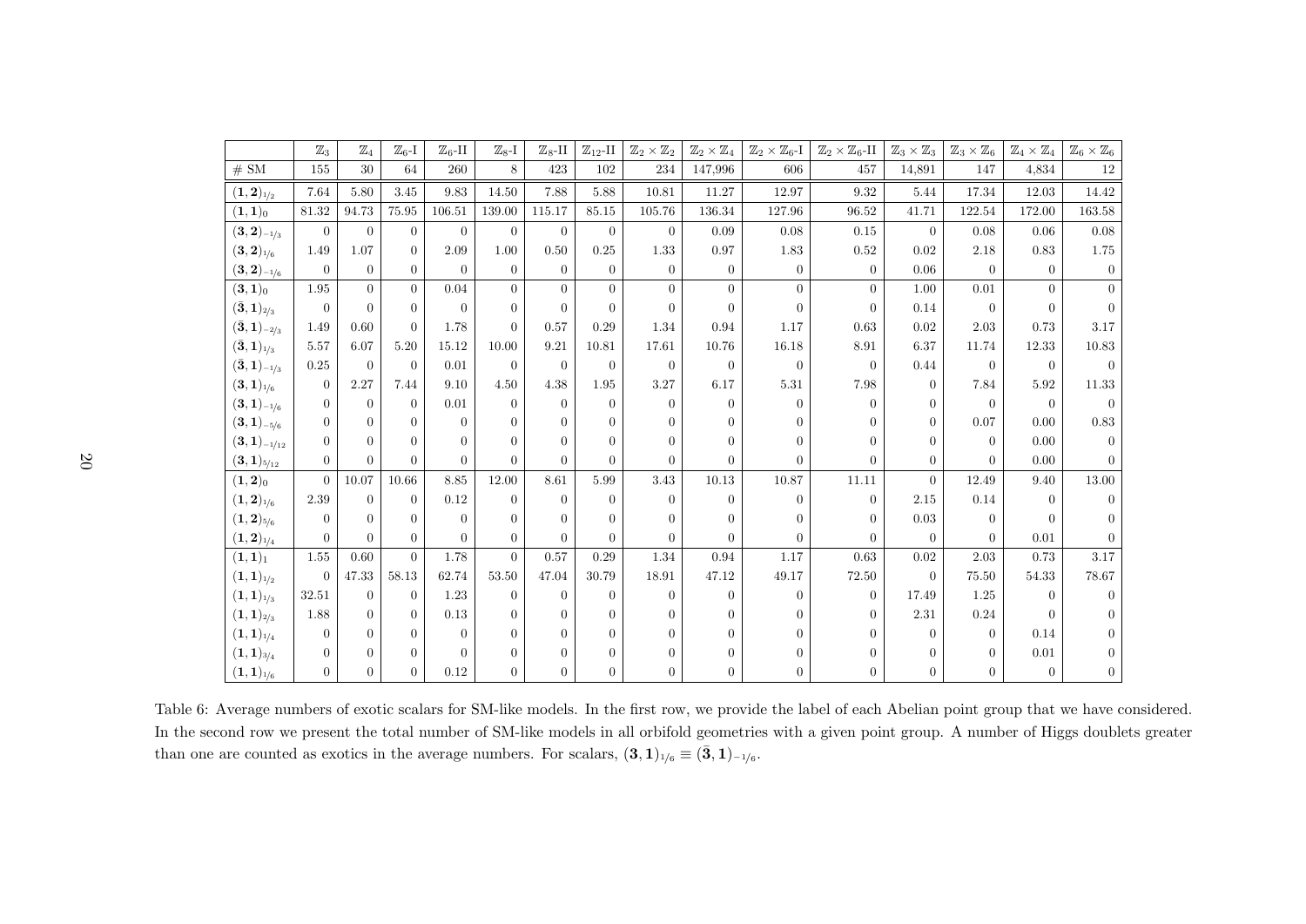| | $\mathbb{Z}_3$ | $\mathbb{Z}_4$ | $\mathbb{Z}_6$-I | $\mathbb{Z}_6$-II | $\mathbb{Z}_8$-I | $\mathbb{Z}_8$-II | $\mathbb{Z}_{12}$-II | $\mathbb{Z}_2\times\mathbb{Z}_2$ | $\mathbb{Z}_2\times\mathbb{Z}_4$ | $\mathbb{Z}_2\times\mathbb{Z}_6$-I | $\mathbb{Z}_2\times\mathbb{Z}_6$-II | $\mathbb{Z}_3\times\mathbb{Z}_3$ | $\mathbb{Z}_3\times\mathbb{Z}_6$ | $\mathbb{Z}_4\times\mathbb{Z}_4$ | $\mathbb{Z}_6\times\mathbb{Z}_6$ |
|---|---|---|---|---|---|---|---|---|---|---|---|---|---|---|---|
| # SM | 155 | 30 | 64 | 260 | 8 | 423 | 102 | 234 | 147,996 | 606 | 457 | 14,891 | 147 | 4,834 | 12 |
| $(\mathbf{1},\mathbf{2})_{1/2}$ | 7.64 | 5.80 | 3.45 | 9.83 | 14.50 | 7.88 | 5.88 | 10.81 | 11.27 | 12.97 | 9.32 | 5.44 | 17.34 | 12.03 | 14.42 |
| $(\mathbf{1},\mathbf{1})_{0}$ | 81.32 | 94.73 | 75.95 | 106.51 | 139.00 | 115.17 | 85.15 | 105.76 | 136.34 | 127.96 | 96.52 | 41.71 | 122.54 | 172.00 | 163.58 |
| $(\mathbf{3},\mathbf{2})_{-1/3}$ | 0 | 0 | 0 | 0 | 0 | 0 | 0 | 0 | 0.09 | 0.08 | 0.15 | 0 | 0.08 | 0.06 | 0.08 |
| $(\mathbf{3},\mathbf{2})_{1/6}$ | 1.49 | 1.07 | 0 | 2.09 | 1.00 | 0.50 | 0.25 | 1.33 | 0.97 | 1.83 | 0.52 | 0.02 | 2.18 | 0.83 | 1.75 |
| $(\mathbf{3},\mathbf{2})_{-1/6}$ | 0 | 0 | 0 | 0 | 0 | 0 | 0 | 0 | 0 | 0 | 0 | 0.06 | 0 | 0 | 0 |
| $(\mathbf{3},\mathbf{1})_{0}$ | 1.95 | 0 | 0 | 0.04 | 0 | 0 | 0 | 0 | 0 | 0 | 0 | 1.00 | 0.01 | 0 | 0 |
| $(\bar{\mathbf{3}},\mathbf{1})_{2/3}$ | 0 | 0 | 0 | 0 | 0 | 0 | 0 | 0 | 0 | 0 | 0 | 0.14 | 0 | 0 | 0 |
| $(\bar{\mathbf{3}},\mathbf{1})_{-2/3}$ | 1.49 | 0.60 | 0 | 1.78 | 0 | 0.57 | 0.29 | 1.34 | 0.94 | 1.17 | 0.63 | 0.02 | 2.03 | 0.73 | 3.17 |
| $(\bar{\mathbf{3}},\mathbf{1})_{1/3}$ | 5.57 | 6.07 | 5.20 | 15.12 | 10.00 | 9.21 | 10.81 | 17.61 | 10.76 | 16.18 | 8.91 | 6.37 | 11.74 | 12.33 | 10.83 |
| $(\bar{\mathbf{3}},\mathbf{1})_{-1/3}$ | 0.25 | 0 | 0 | 0.01 | 0 | 0 | 0 | 0 | 0 | 0 | 0 | 0.44 | 0 | 0 | 0 |
| $(\mathbf{3},\mathbf{1})_{1/6}$ | 0 | 2.27 | 7.44 | 9.10 | 4.50 | 4.38 | 1.95 | 3.27 | 6.17 | 5.31 | 7.98 | 0 | 7.84 | 5.92 | 11.33 |
| $(\mathbf{3},\mathbf{1})_{-1/6}$ | 0 | 0 | 0 | 0.01 | 0 | 0 | 0 | 0 | 0 | 0 | 0 | 0 | 0 | 0 | 0 |
| $(\mathbf{3},\mathbf{1})_{-5/6}$ | 0 | 0 | 0 | 0 | 0 | 0 | 0 | 0 | 0 | 0 | 0 | 0 | 0.07 | 0.00 | 0.83 |
| $(\mathbf{3},\mathbf{1})_{-1/12}$ | 0 | 0 | 0 | 0 | 0 | 0 | 0 | 0 | 0 | 0 | 0 | 0 | 0 | 0.00 | 0 |
| $(\mathbf{3},\mathbf{1})_{5/12}$ | 0 | 0 | 0 | 0 | 0 | 0 | 0 | 0 | 0 | 0 | 0 | 0 | 0 | 0.00 | 0 |
| $(\mathbf{1},\mathbf{2})_{0}$ | 0 | 10.07 | 10.66 | 8.85 | 12.00 | 8.61 | 5.99 | 3.43 | 10.13 | 10.87 | 11.11 | 0 | 12.49 | 9.40 | 13.00 |
| $(\mathbf{1},\mathbf{2})_{1/6}$ | 2.39 | 0 | 0 | 0.12 | 0 | 0 | 0 | 0 | 0 | 0 | 0 | 2.15 | 0.14 | 0 | 0 |
| $(\mathbf{1},\mathbf{2})_{5/6}$ | 0 | 0 | 0 | 0 | 0 | 0 | 0 | 0 | 0 | 0 | 0 | 0.03 | 0 | 0 | 0 |
| $(\mathbf{1},\mathbf{2})_{1/4}$ | 0 | 0 | 0 | 0 | 0 | 0 | 0 | 0 | 0 | 0 | 0 | 0 | 0 | 0.01 | 0 |
| $(\mathbf{1},\mathbf{1})_{1}$ | 1.55 | 0.60 | 0 | 1.78 | 0 | 0.57 | 0.29 | 1.34 | 0.94 | 1.17 | 0.63 | 0.02 | 2.03 | 0.73 | 3.17 |
| $(\mathbf{1},\mathbf{1})_{1/2}$ | 0 | 47.33 | 58.13 | 62.74 | 53.50 | 47.04 | 30.79 | 18.91 | 47.12 | 49.17 | 72.50 | 0 | 75.50 | 54.33 | 78.67 |
| $(\mathbf{1},\mathbf{1})_{1/3}$ | 32.51 | 0 | 0 | 1.23 | 0 | 0 | 0 | 0 | 0 | 0 | 0 | 17.49 | 1.25 | 0 | 0 |
| $(\mathbf{1},\mathbf{1})_{2/3}$ | 1.88 | 0 | 0 | 0.13 | 0 | 0 | 0 | 0 | 0 | 0 | 0 | 2.31 | 0.24 | 0 | 0 |
| $(\mathbf{1},\mathbf{1})_{1/4}$ | 0 | 0 | 0 | 0 | 0 | 0 | 0 | 0 | 0 | 0 | 0 | 0 | 0 | 0.14 | 0 |
| $(\mathbf{1},\mathbf{1})_{3/4}$ | 0 | 0 | 0 | 0 | 0 | 0 | 0 | 0 | 0 | 0 | 0 | 0 | 0 | 0.01 | 0 |
| $(\mathbf{1},\mathbf{1})_{1/6}$ | 0 | 0 | 0 | 0.12 | 0 | 0 | 0 | 0 | 0 | 0 | 0 | 0 | 0 | 0 | 0 |

Table 6: Average numbers of exotic scalars for SM-like models. In the first row, we provide the label of each Abelian point group that we have considered. In the second row we present the total number of SM-like models in all orbifold geometries with a given point group. A number of Higgs doublets greater than one are counted as exotics in the average numbers. For scalars, $(\mathbf{3},\mathbf{1})_{1/6} \equiv (\bar{\mathbf{3}},\mathbf{1})_{-1/6}$.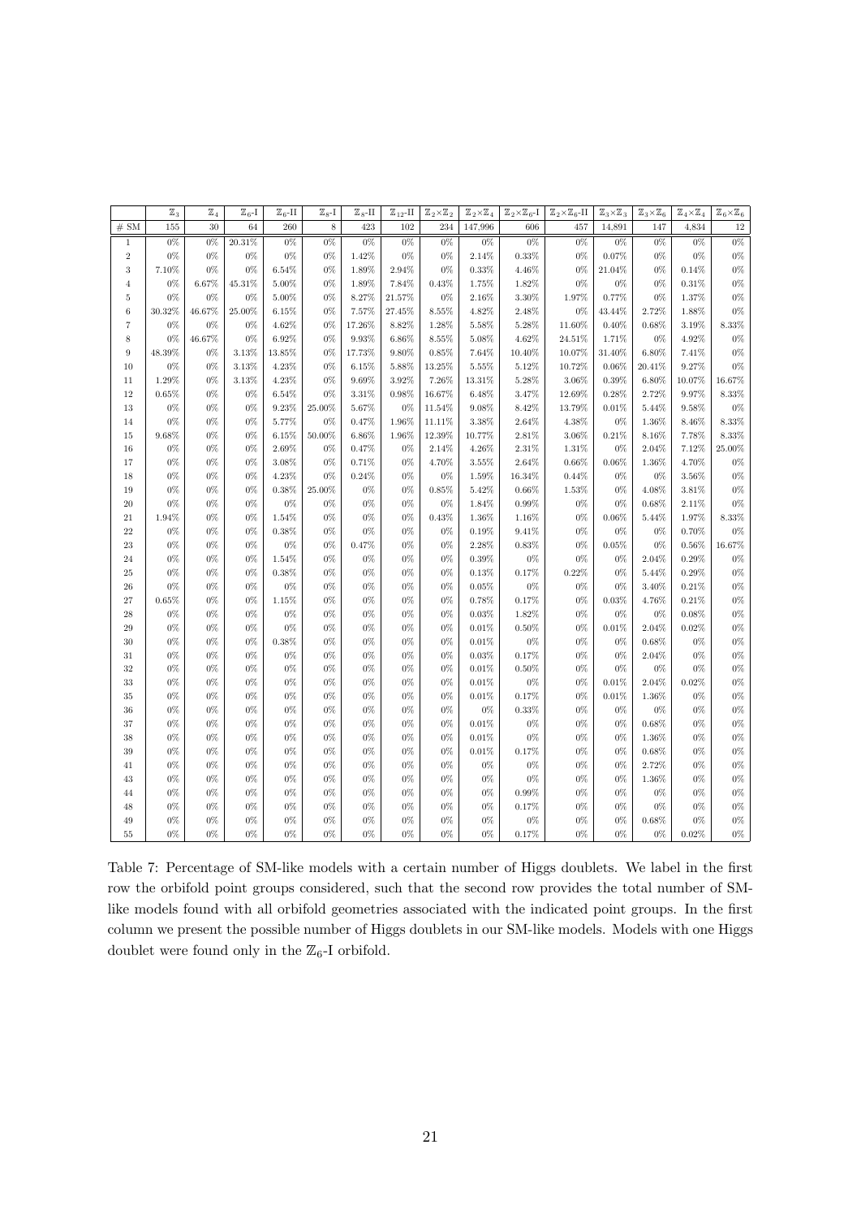| | $\mathbb{Z}_3$ | $\mathbb{Z}_4$ | $\mathbb{Z}_6$-I | $\mathbb{Z}_6$-II | $\mathbb{Z}_8$-I | $\mathbb{Z}_8$-II | $\mathbb{Z}_{12}$-II | $\mathbb{Z}_2\times\mathbb{Z}_2$ | $\mathbb{Z}_2\times\mathbb{Z}_4$ | $\mathbb{Z}_2\times\mathbb{Z}_6$-I | $\mathbb{Z}_2\times\mathbb{Z}_6$-II | $\mathbb{Z}_3\times\mathbb{Z}_3$ | $\mathbb{Z}_3\times\mathbb{Z}_6$ | $\mathbb{Z}_4\times\mathbb{Z}_4$ | $\mathbb{Z}_6\times\mathbb{Z}_6$ |
|---|---|---|---|---|---|---|---|---|---|---|---|---|---|---|---|
| # SM | 155 | 30 | 64 | 260 | 8 | 423 | 102 | 234 | 147,996 | 606 | 457 | 14,891 | 147 | 4,834 | 12 |
| 1 | 0% | 0% | 20.31% | 0% | 0% | 0% | 0% | 0% | 0% | 0% | 0% | 0% | 0% | 0% | 0% |
| 2 | 0% | 0% | 0% | 0% | 0% | 1.42% | 0% | 0% | 2.14% | 0.33% | 0% | 0.07% | 0% | 0% | 0% |
| 3 | 7.10% | 0% | 0% | 6.54% | 0% | 1.89% | 2.94% | 0% | 0.33% | 4.46% | 0% | 21.04% | 0% | 0.14% | 0% |
| 4 | 0% | 6.67% | 45.31% | 5.00% | 0% | 1.89% | 7.84% | 0.43% | 1.75% | 1.82% | 0% | 0% | 0% | 0.31% | 0% |
| 5 | 0% | 0% | 0% | 5.00% | 0% | 8.27% | 21.57% | 0% | 2.16% | 3.30% | 1.97% | 0.77% | 0% | 1.37% | 0% |
| 6 | 30.32% | 46.67% | 25.00% | 6.15% | 0% | 7.57% | 27.45% | 8.55% | 4.82% | 2.48% | 0% | 43.44% | 2.72% | 1.88% | 0% |
| 7 | 0% | 0% | 0% | 4.62% | 0% | 17.26% | 8.82% | 1.28% | 5.58% | 5.28% | 11.60% | 0.40% | 0.68% | 3.19% | 8.33% |
| 8 | 0% | 46.67% | 0% | 6.92% | 0% | 9.93% | 6.86% | 8.55% | 5.08% | 4.62% | 24.51% | 1.71% | 0% | 4.92% | 0% |
| 9 | 48.39% | 0% | 3.13% | 13.85% | 0% | 17.73% | 9.80% | 0.85% | 7.64% | 10.40% | 10.07% | 31.40% | 6.80% | 7.41% | 0% |
| 10 | 0% | 0% | 3.13% | 4.23% | 0% | 6.15% | 5.88% | 13.25% | 5.55% | 5.12% | 10.72% | 0.06% | 20.41% | 9.27% | 0% |
| 11 | 1.29% | 0% | 3.13% | 4.23% | 0% | 9.69% | 3.92% | 7.26% | 13.31% | 5.28% | 3.06% | 0.39% | 6.80% | 10.07% | 16.67% |
| 12 | 0.65% | 0% | 0% | 6.54% | 0% | 3.31% | 0.98% | 16.67% | 6.48% | 3.47% | 12.69% | 0.28% | 2.72% | 9.97% | 8.33% |
| 13 | 0% | 0% | 0% | 9.23% | 25.00% | 5.67% | 0% | 11.54% | 9.08% | 8.42% | 13.79% | 0.01% | 5.44% | 9.58% | 0% |
| 14 | 0% | 0% | 0% | 5.77% | 0% | 0.47% | 1.96% | 11.11% | 3.38% | 2.64% | 4.38% | 0% | 1.36% | 8.46% | 8.33% |
| 15 | 9.68% | 0% | 0% | 6.15% | 50.00% | 6.86% | 1.96% | 12.39% | 10.77% | 2.81% | 3.06% | 0.21% | 8.16% | 7.78% | 8.33% |
| 16 | 0% | 0% | 0% | 2.69% | 0% | 0.47% | 0% | 2.14% | 4.26% | 2.31% | 1.31% | 0% | 2.04% | 7.12% | 25.00% |
| 17 | 0% | 0% | 0% | 3.08% | 0% | 0.71% | 0% | 4.70% | 3.55% | 2.64% | 0.66% | 0.06% | 1.36% | 4.70% | 0% |
| 18 | 0% | 0% | 0% | 4.23% | 0% | 0.24% | 0% | 0% | 1.59% | 16.34% | 0.44% | 0% | 0% | 3.56% | 0% |
| 19 | 0% | 0% | 0% | 0.38% | 25.00% | 0% | 0% | 0.85% | 5.42% | 0.66% | 1.53% | 0% | 4.08% | 3.81% | 0% |
| 20 | 0% | 0% | 0% | 0% | 0% | 0% | 0% | 0% | 1.84% | 0.99% | 0% | 0% | 0.68% | 2.11% | 0% |
| 21 | 1.94% | 0% | 0% | 1.54% | 0% | 0% | 0% | 0.43% | 1.36% | 1.16% | 0% | 0.06% | 5.44% | 1.97% | 8.33% |
| 22 | 0% | 0% | 0% | 0.38% | 0% | 0% | 0% | 0% | 0.19% | 9.41% | 0% | 0% | 0% | 0.70% | 0% |
| 23 | 0% | 0% | 0% | 0% | 0% | 0.47% | 0% | 0% | 2.28% | 0.83% | 0% | 0.05% | 0% | 0.56% | 16.67% |
| 24 | 0% | 0% | 0% | 1.54% | 0% | 0% | 0% | 0% | 0.39% | 0% | 0% | 0% | 2.04% | 0.29% | 0% |
| 25 | 0% | 0% | 0% | 0.38% | 0% | 0% | 0% | 0% | 0.13% | 0.17% | 0.22% | 0% | 5.44% | 0.29% | 0% |
| 26 | 0% | 0% | 0% | 0% | 0% | 0% | 0% | 0% | 0.05% | 0% | 0% | 0% | 3.40% | 0.21% | 0% |
| 27 | 0.65% | 0% | 0% | 1.15% | 0% | 0% | 0% | 0% | 0.78% | 0.17% | 0% | 0.03% | 4.76% | 0.21% | 0% |
| 28 | 0% | 0% | 0% | 0% | 0% | 0% | 0% | 0% | 0.03% | 1.82% | 0% | 0% | 0% | 0.08% | 0% |
| 29 | 0% | 0% | 0% | 0% | 0% | 0% | 0% | 0% | 0.01% | 0.50% | 0% | 0.01% | 2.04% | 0.02% | 0% |
| 30 | 0% | 0% | 0% | 0.38% | 0% | 0% | 0% | 0% | 0.01% | 0% | 0% | 0% | 0.68% | 0% | 0% |
| 31 | 0% | 0% | 0% | 0% | 0% | 0% | 0% | 0% | 0.03% | 0.17% | 0% | 0% | 2.04% | 0% | 0% |
| 32 | 0% | 0% | 0% | 0% | 0% | 0% | 0% | 0% | 0.01% | 0.50% | 0% | 0% | 0% | 0% | 0% |
| 33 | 0% | 0% | 0% | 0% | 0% | 0% | 0% | 0% | 0.01% | 0% | 0% | 0.01% | 2.04% | 0.02% | 0% |
| 35 | 0% | 0% | 0% | 0% | 0% | 0% | 0% | 0% | 0.01% | 0.17% | 0% | 0.01% | 1.36% | 0% | 0% |
| 36 | 0% | 0% | 0% | 0% | 0% | 0% | 0% | 0% | 0% | 0.33% | 0% | 0% | 0% | 0% | 0% |
| 37 | 0% | 0% | 0% | 0% | 0% | 0% | 0% | 0% | 0.01% | 0% | 0% | 0% | 0.68% | 0% | 0% |
| 38 | 0% | 0% | 0% | 0% | 0% | 0% | 0% | 0% | 0.01% | 0% | 0% | 0% | 1.36% | 0% | 0% |
| 39 | 0% | 0% | 0% | 0% | 0% | 0% | 0% | 0% | 0.01% | 0.17% | 0% | 0% | 0.68% | 0% | 0% |
| 41 | 0% | 0% | 0% | 0% | 0% | 0% | 0% | 0% | 0% | 0% | 0% | 0% | 2.72% | 0% | 0% |
| 43 | 0% | 0% | 0% | 0% | 0% | 0% | 0% | 0% | 0% | 0% | 0% | 0% | 1.36% | 0% | 0% |
| 44 | 0% | 0% | 0% | 0% | 0% | 0% | 0% | 0% | 0% | 0.99% | 0% | 0% | 0% | 0% | 0% |
| 48 | 0% | 0% | 0% | 0% | 0% | 0% | 0% | 0% | 0% | 0.17% | 0% | 0% | 0% | 0% | 0% |
| 49 | 0% | 0% | 0% | 0% | 0% | 0% | 0% | 0% | 0% | 0% | 0% | 0% | 0.68% | 0% | 0% |
| 55 | 0% | 0% | 0% | 0% | 0% | 0% | 0% | 0% | 0% | 0.17% | 0% | 0% | 0% | 0.02% | 0% |

Table 7: Percentage of SM-like models with a certain number of Higgs doublets. We label in the first row the orbifold point groups considered, such that the second row provides the total number of SM-like models found with all orbifold geometries associated with the indicated point groups. In the first column we present the possible number of Higgs doublets in our SM-like models. Models with one Higgs doublet were found only in the $\mathbb{Z}_6$-I orbifold.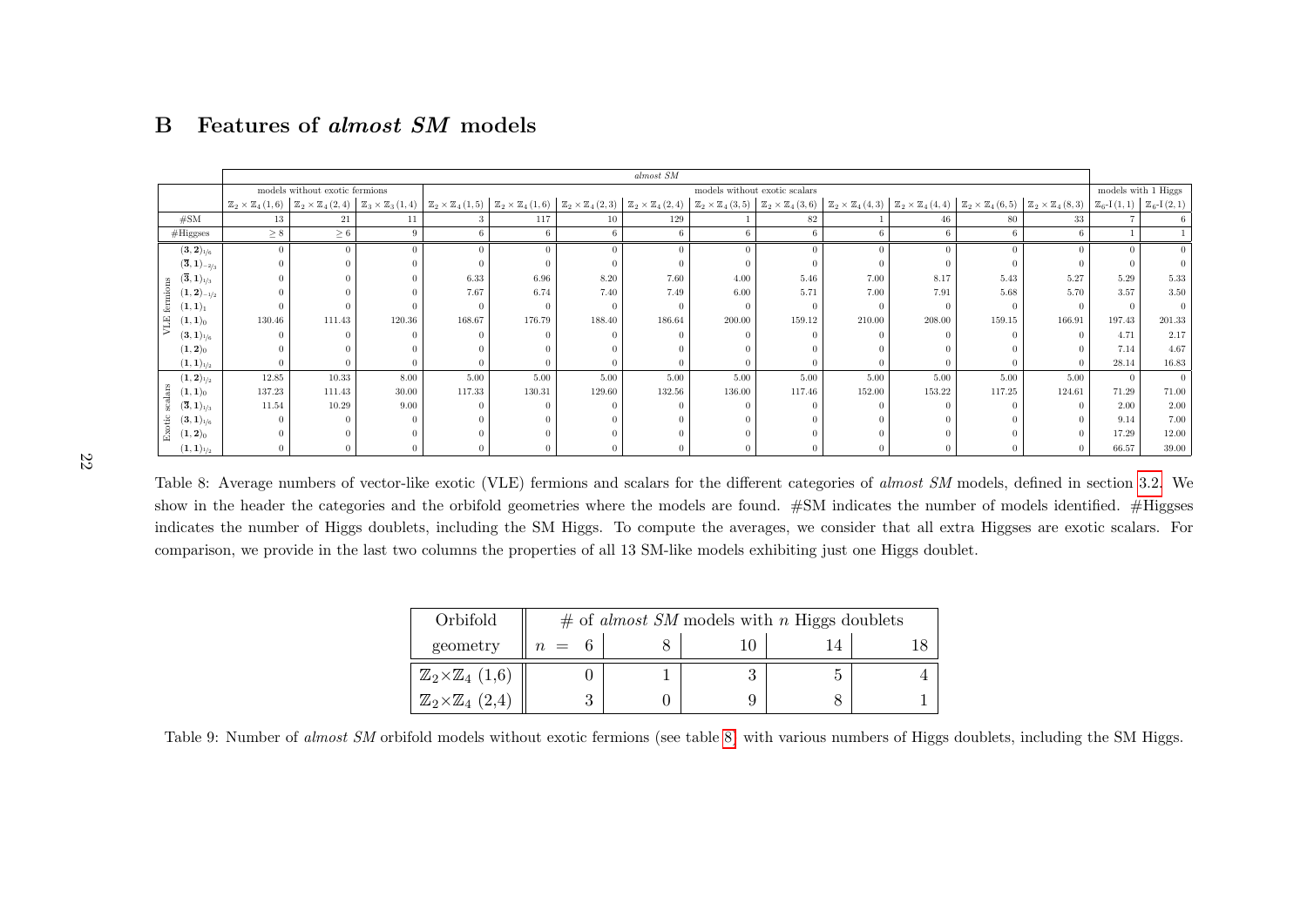## B Features of *almost SM* models

| | | *almost SM* | | | | | | | | | | | | | | | |
|---|---|---|---|---|---|---|---|---|---|---|---|---|---|---|---|---|---|
| | | models without exotic fermions | | | models without exotic scalars | | | | | | | | | | | models with 1 Higgs | |
| | | $\mathbb{Z}_2\times\mathbb{Z}_4\,(1,6)$ | $\mathbb{Z}_2\times\mathbb{Z}_4\,(2,4)$ | $\mathbb{Z}_3\times\mathbb{Z}_3\,(1,4)$ | $\mathbb{Z}_2\times\mathbb{Z}_4\,(1,5)$ | $\mathbb{Z}_2\times\mathbb{Z}_4\,(1,6)$ | $\mathbb{Z}_2\times\mathbb{Z}_4\,(2,3)$ | $\mathbb{Z}_2\times\mathbb{Z}_4\,(2,4)$ | $\mathbb{Z}_2\times\mathbb{Z}_4\,(3,5)$ | $\mathbb{Z}_2\times\mathbb{Z}_4\,(3,6)$ | $\mathbb{Z}_2\times\mathbb{Z}_4\,(4,3)$ | $\mathbb{Z}_2\times\mathbb{Z}_4\,(4,4)$ | $\mathbb{Z}_2\times\mathbb{Z}_4\,(6,5)$ | $\mathbb{Z}_2\times\mathbb{Z}_4\,(8,3)$ | $\mathbb{Z}_6$-I$(1,1)$ | $\mathbb{Z}_6$-I$(2,1)$ |
| #SM | | 13 | 21 | 11 | 3 | 117 | 10 | 129 | 1 | 82 | 1 | 46 | 80 | 33 | 7 | 6 |
| #Higgses | | $\geq 8$ | $\geq 6$ | 9 | 6 | 6 | 6 | 6 | 6 | 6 | 6 | 6 | 6 | 6 | 1 | 1 |
| VLE fermions | $(\mathbf{3},\mathbf{2})_{1/6}$ | 0 | 0 | 0 | 0 | 0 | 0 | 0 | 0 | 0 | 0 | 0 | 0 | 0 | 0 | 0 |
| | $(\overline{\mathbf{3}},\mathbf{1})_{-2/3}$ | 0 | 0 | 0 | 0 | 0 | 0 | 0 | 0 | 0 | 0 | 0 | 0 | 0 | 0 | 0 |
| | $(\overline{\mathbf{3}},\mathbf{1})_{1/3}$ | 0 | 0 | 0 | 6.33 | 6.96 | 8.20 | 7.60 | 4.00 | 5.46 | 7.00 | 8.17 | 5.43 | 5.27 | 5.29 | 5.33 |
| | $(\mathbf{1},\mathbf{2})_{-1/2}$ | 0 | 0 | 0 | 7.67 | 6.74 | 7.40 | 7.49 | 6.00 | 5.71 | 7.00 | 7.91 | 5.68 | 5.70 | 3.57 | 3.50 |
| | $(\mathbf{1},\mathbf{1})_{1}$ | 0 | 0 | 0 | 0 | 0 | 0 | 0 | 0 | 0 | 0 | 0 | 0 | 0 | 0 | 0 |
| | $(\mathbf{1},\mathbf{1})_{0}$ | 130.46 | 111.43 | 120.36 | 168.67 | 176.79 | 188.40 | 186.64 | 200.00 | 159.12 | 210.00 | 208.00 | 159.15 | 166.91 | 197.43 | 201.33 |
| | $(\mathbf{3},\mathbf{1})_{1/6}$ | 0 | 0 | 0 | 0 | 0 | 0 | 0 | 0 | 0 | 0 | 0 | 0 | 0 | 4.71 | 2.17 |
| | $(\mathbf{1},\mathbf{2})_{0}$ | 0 | 0 | 0 | 0 | 0 | 0 | 0 | 0 | 0 | 0 | 0 | 0 | 0 | 7.14 | 4.67 |
| | $(\mathbf{1},\mathbf{1})_{1/2}$ | 0 | 0 | 0 | 0 | 0 | 0 | 0 | 0 | 0 | 0 | 0 | 0 | 0 | 28.14 | 16.83 |
| Exotic scalars | $(\mathbf{1},\mathbf{2})_{1/2}$ | 12.85 | 10.33 | 8.00 | 5.00 | 5.00 | 5.00 | 5.00 | 5.00 | 5.00 | 5.00 | 5.00 | 5.00 | 5.00 | 0 | 0 |
| | $(\mathbf{1},\mathbf{1})_{0}$ | 137.23 | 111.43 | 30.00 | 117.33 | 130.31 | 129.60 | 132.56 | 136.00 | 117.46 | 152.00 | 153.22 | 117.25 | 124.61 | 71.29 | 71.00 |
| | $(\overline{\mathbf{3}},\mathbf{1})_{1/3}$ | 11.54 | 10.29 | 9.00 | 0 | 0 | 0 | 0 | 0 | 0 | 0 | 0 | 0 | 0 | 2.00 | 2.00 |
| | $(\mathbf{3},\mathbf{1})_{1/6}$ | 0 | 0 | 0 | 0 | 0 | 0 | 0 | 0 | 0 | 0 | 0 | 0 | 0 | 9.14 | 7.00 |
| | $(\mathbf{1},\mathbf{2})_{0}$ | 0 | 0 | 0 | 0 | 0 | 0 | 0 | 0 | 0 | 0 | 0 | 0 | 0 | 17.29 | 12.00 |
| | $(\mathbf{1},\mathbf{1})_{1/2}$ | 0 | 0 | 0 | 0 | 0 | 0 | 0 | 0 | 0 | 0 | 0 | 0 | 0 | 66.57 | 39.00 |

Table 8: Average numbers of vector-like exotic (VLE) fermions and scalars for the different categories of *almost SM* models, defined in section 3.2. We show in the header the categories and the orbifold geometries where the models are found. #SM indicates the number of models identified. #Higgses indicates the number of Higgs doublets, including the SM Higgs. To compute the averages, we consider that all extra Higgses are exotic scalars. For comparison, we provide in the last two columns the properties of all 13 SM-like models exhibiting just one Higgs doublet.

| Orbifold | # of *almost SM* models with $n$ Higgs doublets | | | | |
|---|---|---|---|---|---|
| geometry | $n\ =\ 6$ | 8 | 10 | 14 | 18 |
| $\mathbb{Z}_2\times\mathbb{Z}_4$ (1,6) | 0 | 1 | 3 | 5 | 4 |
| $\mathbb{Z}_2\times\mathbb{Z}_4$ (2,4) | 3 | 0 | 9 | 8 | 1 |

Table 9: Number of *almost SM* orbifold models without exotic fermions (see table 8) with various numbers of Higgs doublets, including the SM Higgs.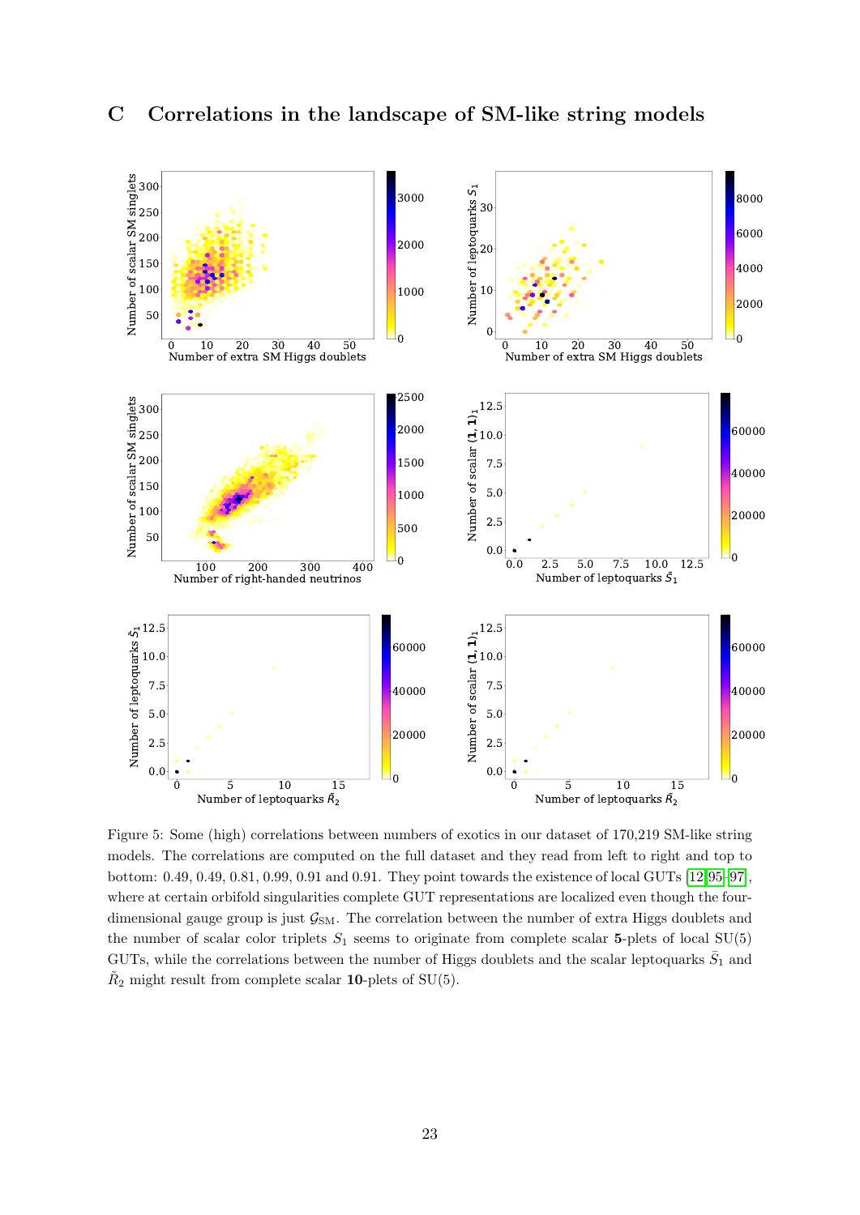# C Correlations in the landscape of SM-like string models

Figure 5: Some (high) correlations between numbers of exotics in our dataset of 170,219 SM-like string models. The correlations are computed on the full dataset and they read from left to right and top to bottom: 0.49, 0.49, 0.81, 0.99, 0.91 and 0.91. They point towards the existence of local GUTs [12,95–97], where at certain orbifold singularities complete GUT representations are localized even though the four-dimensional gauge group is just $\mathcal{G}_{\mathrm{SM}}$. The correlation between the number of extra Higgs doublets and the number of scalar color triplets $S_1$ seems to originate from complete scalar **5**-plets of local SU(5) GUTs, while the correlations between the number of Higgs doublets and the scalar leptoquarks $\bar{S}_1$ and $\tilde{R}_2$ might result from complete scalar **10**-plets of SU(5).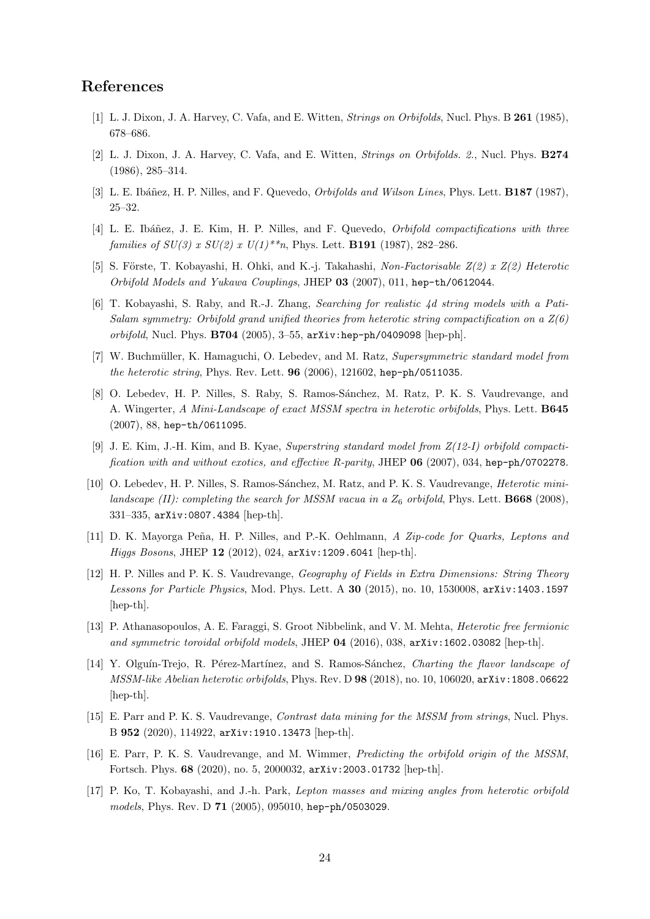## References

[1] L. J. Dixon, J. A. Harvey, C. Vafa, and E. Witten, *Strings on Orbifolds*, Nucl. Phys. B **261** (1985), 678–686.

[2] L. J. Dixon, J. A. Harvey, C. Vafa, and E. Witten, *Strings on Orbifolds. 2.*, Nucl. Phys. **B274** (1986), 285–314.

[3] L. E. Ibáñez, H. P. Nilles, and F. Quevedo, *Orbifolds and Wilson Lines*, Phys. Lett. **B187** (1987), 25–32.

[4] L. E. Ibáñez, J. E. Kim, H. P. Nilles, and F. Quevedo, *Orbifold compactifications with three families of SU(3) x SU(2) x U(1)\*\*n*, Phys. Lett. **B191** (1987), 282–286.

[5] S. Förste, T. Kobayashi, H. Ohki, and K.-j. Takahashi, *Non-Factorisable Z(2) x Z(2) Heterotic Orbifold Models and Yukawa Couplings*, JHEP **03** (2007), 011, hep-th/0612044.

[6] T. Kobayashi, S. Raby, and R.-J. Zhang, *Searching for realistic 4d string models with a Pati-Salam symmetry: Orbifold grand unified theories from heterotic string compactification on a Z(6) orbifold*, Nucl. Phys. **B704** (2005), 3–55, arXiv:hep-ph/0409098 [hep-ph].

[7] W. Buchmüller, K. Hamaguchi, O. Lebedev, and M. Ratz, *Supersymmetric standard model from the heterotic string*, Phys. Rev. Lett. **96** (2006), 121602, hep-ph/0511035.

[8] O. Lebedev, H. P. Nilles, S. Raby, S. Ramos-Sánchez, M. Ratz, P. K. S. Vaudrevange, and A. Wingerter, *A Mini-Landscape of exact MSSM spectra in heterotic orbifolds*, Phys. Lett. **B645** (2007), 88, hep-th/0611095.

[9] J. E. Kim, J.-H. Kim, and B. Kyae, *Superstring standard model from Z(12-I) orbifold compactification with and without exotics, and effective R-parity*, JHEP **06** (2007), 034, hep-ph/0702278.

[10] O. Lebedev, H. P. Nilles, S. Ramos-Sánchez, M. Ratz, and P. K. S. Vaudrevange, *Heterotic mini-landscape (II): completing the search for MSSM vacua in a $Z_6$ orbifold*, Phys. Lett. **B668** (2008), 331–335, arXiv:0807.4384 [hep-th].

[11] D. K. Mayorga Peña, H. P. Nilles, and P.-K. Oehlmann, *A Zip-code for Quarks, Leptons and Higgs Bosons*, JHEP **12** (2012), 024, arXiv:1209.6041 [hep-th].

[12] H. P. Nilles and P. K. S. Vaudrevange, *Geography of Fields in Extra Dimensions: String Theory Lessons for Particle Physics*, Mod. Phys. Lett. A **30** (2015), no. 10, 1530008, arXiv:1403.1597 [hep-th].

[13] P. Athanasopoulos, A. E. Faraggi, S. Groot Nibbelink, and V. M. Mehta, *Heterotic free fermionic and symmetric toroidal orbifold models*, JHEP **04** (2016), 038, arXiv:1602.03082 [hep-th].

[14] Y. Olguín-Trejo, R. Pérez-Martínez, and S. Ramos-Sánchez, *Charting the flavor landscape of MSSM-like Abelian heterotic orbifolds*, Phys. Rev. D **98** (2018), no. 10, 106020, arXiv:1808.06622 [hep-th].

[15] E. Parr and P. K. S. Vaudrevange, *Contrast data mining for the MSSM from strings*, Nucl. Phys. B **952** (2020), 114922, arXiv:1910.13473 [hep-th].

[16] E. Parr, P. K. S. Vaudrevange, and M. Wimmer, *Predicting the orbifold origin of the MSSM*, Fortsch. Phys. **68** (2020), no. 5, 2000032, arXiv:2003.01732 [hep-th].

[17] P. Ko, T. Kobayashi, and J.-h. Park, *Lepton masses and mixing angles from heterotic orbifold models*, Phys. Rev. D **71** (2005), 095010, hep-ph/0503029.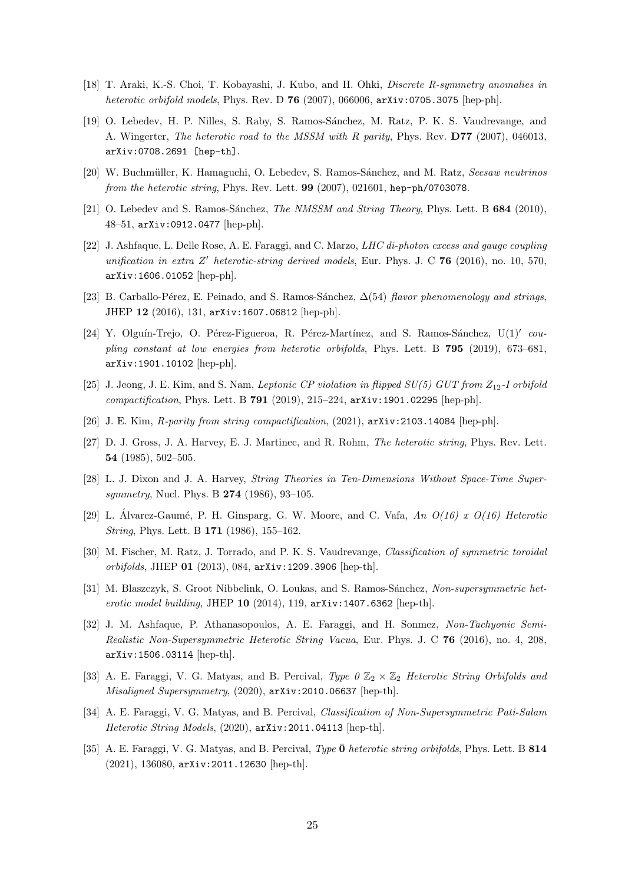[18] T. Araki, K.-S. Choi, T. Kobayashi, J. Kubo, and H. Ohki, *Discrete R-symmetry anomalies in heterotic orbifold models*, Phys. Rev. D **76** (2007), 066006, `arXiv:0705.3075` [hep-ph].

[19] O. Lebedev, H. P. Nilles, S. Raby, S. Ramos-Sánchez, M. Ratz, P. K. S. Vaudrevange, and A. Wingerter, *The heterotic road to the MSSM with R parity*, Phys. Rev. **D77** (2007), 046013, `arXiv:0708.2691 [hep-th]`.

[20] W. Buchmüller, K. Hamaguchi, O. Lebedev, S. Ramos-Sánchez, and M. Ratz, *Seesaw neutrinos from the heterotic string*, Phys. Rev. Lett. **99** (2007), 021601, `hep-ph/0703078`.

[21] O. Lebedev and S. Ramos-Sánchez, *The NMSSM and String Theory*, Phys. Lett. B **684** (2010), 48–51, `arXiv:0912.0477` [hep-ph].

[22] J. Ashfaque, L. Delle Rose, A. E. Faraggi, and C. Marzo, *LHC di-photon excess and gauge coupling unification in extra $Z'$ heterotic-string derived models*, Eur. Phys. J. C **76** (2016), no. 10, 570, `arXiv:1606.01052` [hep-ph].

[23] B. Carballo-Pérez, E. Peinado, and S. Ramos-Sánchez, *$\Delta(54)$ flavor phenomenology and strings*, JHEP **12** (2016), 131, `arXiv:1607.06812` [hep-ph].

[24] Y. Olguín-Trejo, O. Pérez-Figueroa, R. Pérez-Martínez, and S. Ramos-Sánchez, *$\mathrm{U}(1)'$ coupling constant at low energies from heterotic orbifolds*, Phys. Lett. B **795** (2019), 673–681, `arXiv:1901.10102` [hep-ph].

[25] J. Jeong, J. E. Kim, and S. Nam, *Leptonic CP violation in flipped SU(5) GUT from $Z_{12}$-I orbifold compactification*, Phys. Lett. B **791** (2019), 215–224, `arXiv:1901.02295` [hep-ph].

[26] J. E. Kim, *R-parity from string compactification*, (2021), `arXiv:2103.14084` [hep-ph].

[27] D. J. Gross, J. A. Harvey, E. J. Martinec, and R. Rohm, *The heterotic string*, Phys. Rev. Lett. **54** (1985), 502–505.

[28] L. J. Dixon and J. A. Harvey, *String Theories in Ten-Dimensions Without Space-Time Supersymmetry*, Nucl. Phys. B **274** (1986), 93–105.

[29] L. Álvarez-Gaumé, P. H. Ginsparg, G. W. Moore, and C. Vafa, *An O(16) x O(16) Heterotic String*, Phys. Lett. B **171** (1986), 155–162.

[30] M. Fischer, M. Ratz, J. Torrado, and P. K. S. Vaudrevange, *Classification of symmetric toroidal orbifolds*, JHEP **01** (2013), 084, `arXiv:1209.3906` [hep-th].

[31] M. Blaszczyk, S. Groot Nibbelink, O. Loukas, and S. Ramos-Sánchez, *Non-supersymmetric heterotic model building*, JHEP **10** (2014), 119, `arXiv:1407.6362` [hep-th].

[32] J. M. Ashfaque, P. Athanasopoulos, A. E. Faraggi, and H. Sonmez, *Non-Tachyonic Semi-Realistic Non-Supersymmetric Heterotic String Vacua*, Eur. Phys. J. C **76** (2016), no. 4, 208, `arXiv:1506.03114` [hep-th].

[33] A. E. Faraggi, V. G. Matyas, and B. Percival, *Type 0 $\mathbb{Z}_2 \times \mathbb{Z}_2$ Heterotic String Orbifolds and Misaligned Supersymmetry*, (2020), `arXiv:2010.06637` [hep-th].

[34] A. E. Faraggi, V. G. Matyas, and B. Percival, *Classification of Non-Supersymmetric Pati-Salam Heterotic String Models*, (2020), `arXiv:2011.04113` [hep-th].

[35] A. E. Faraggi, V. G. Matyas, and B. Percival, *Type $\bar{\mathbf{0}}$ heterotic string orbifolds*, Phys. Lett. B **814** (2021), 136080, `arXiv:2011.12630` [hep-th].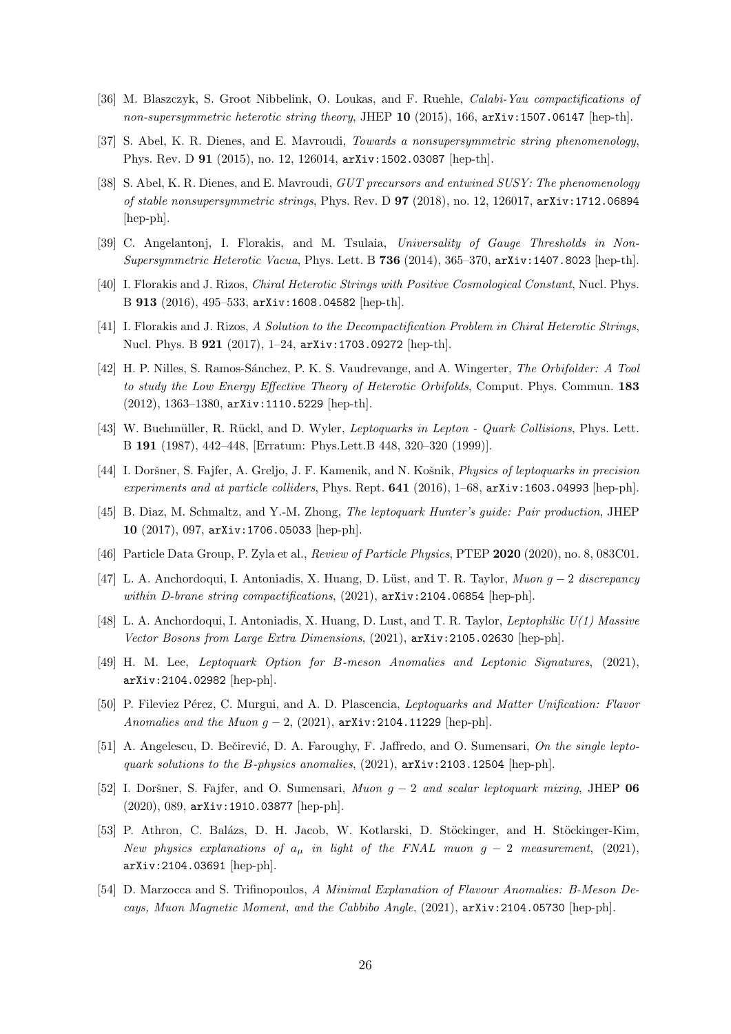[36] M. Blaszczyk, S. Groot Nibbelink, O. Loukas, and F. Ruehle, *Calabi-Yau compactifications of non-supersymmetric heterotic string theory*, JHEP **10** (2015), 166, arXiv:1507.06147 [hep-th].

[37] S. Abel, K. R. Dienes, and E. Mavroudi, *Towards a nonsupersymmetric string phenomenology*, Phys. Rev. D **91** (2015), no. 12, 126014, arXiv:1502.03087 [hep-th].

[38] S. Abel, K. R. Dienes, and E. Mavroudi, *GUT precursors and entwined SUSY: The phenomenology of stable nonsupersymmetric strings*, Phys. Rev. D **97** (2018), no. 12, 126017, arXiv:1712.06894 [hep-ph].

[39] C. Angelantonj, I. Florakis, and M. Tsulaia, *Universality of Gauge Thresholds in Non-Supersymmetric Heterotic Vacua*, Phys. Lett. B **736** (2014), 365–370, arXiv:1407.8023 [hep-th].

[40] I. Florakis and J. Rizos, *Chiral Heterotic Strings with Positive Cosmological Constant*, Nucl. Phys. B **913** (2016), 495–533, arXiv:1608.04582 [hep-th].

[41] I. Florakis and J. Rizos, *A Solution to the Decompactification Problem in Chiral Heterotic Strings*, Nucl. Phys. B **921** (2017), 1–24, arXiv:1703.09272 [hep-th].

[42] H. P. Nilles, S. Ramos-Sánchez, P. K. S. Vaudrevange, and A. Wingerter, *The Orbifolder: A Tool to study the Low Energy Effective Theory of Heterotic Orbifolds*, Comput. Phys. Commun. **183** (2012), 1363–1380, arXiv:1110.5229 [hep-th].

[43] W. Buchmüller, R. Rückl, and D. Wyler, *Leptoquarks in Lepton - Quark Collisions*, Phys. Lett. B **191** (1987), 442–448, [Erratum: Phys.Lett.B 448, 320–320 (1999)].

[44] I. Doršner, S. Fajfer, A. Greljo, J. F. Kamenik, and N. Košnik, *Physics of leptoquarks in precision experiments and at particle colliders*, Phys. Rept. **641** (2016), 1–68, arXiv:1603.04993 [hep-ph].

[45] B. Diaz, M. Schmaltz, and Y.-M. Zhong, *The leptoquark Hunter's guide: Pair production*, JHEP **10** (2017), 097, arXiv:1706.05033 [hep-ph].

[46] Particle Data Group, P. Zyla et al., *Review of Particle Physics*, PTEP **2020** (2020), no. 8, 083C01.

[47] L. A. Anchordoqui, I. Antoniadis, X. Huang, D. Lüst, and T. R. Taylor, *Muon $g-2$ discrepancy within D-brane string compactifications*, (2021), arXiv:2104.06854 [hep-ph].

[48] L. A. Anchordoqui, I. Antoniadis, X. Huang, D. Lust, and T. R. Taylor, *Leptophilic U(1) Massive Vector Bosons from Large Extra Dimensions*, (2021), arXiv:2105.02630 [hep-ph].

[49] H. M. Lee, *Leptoquark Option for B-meson Anomalies and Leptonic Signatures*, (2021), arXiv:2104.02982 [hep-ph].

[50] P. Fileviez Pérez, C. Murgui, and A. D. Plascencia, *Leptoquarks and Matter Unification: Flavor Anomalies and the Muon $g-2$*, (2021), arXiv:2104.11229 [hep-ph].

[51] A. Angelescu, D. Bečirević, D. A. Faroughy, F. Jaffredo, and O. Sumensari, *On the single leptoquark solutions to the B-physics anomalies*, (2021), arXiv:2103.12504 [hep-ph].

[52] I. Doršner, S. Fajfer, and O. Sumensari, *Muon $g-2$ and scalar leptoquark mixing*, JHEP **06** (2020), 089, arXiv:1910.03877 [hep-ph].

[53] P. Athron, C. Balázs, D. H. Jacob, W. Kotlarski, D. Stöckinger, and H. Stöckinger-Kim, *New physics explanations of $a_\mu$ in light of the FNAL muon $g-2$ measurement*, (2021), arXiv:2104.03691 [hep-ph].

[54] D. Marzocca and S. Trifinopoulos, *A Minimal Explanation of Flavour Anomalies: B-Meson Decays, Muon Magnetic Moment, and the Cabbibo Angle*, (2021), arXiv:2104.05730 [hep-ph].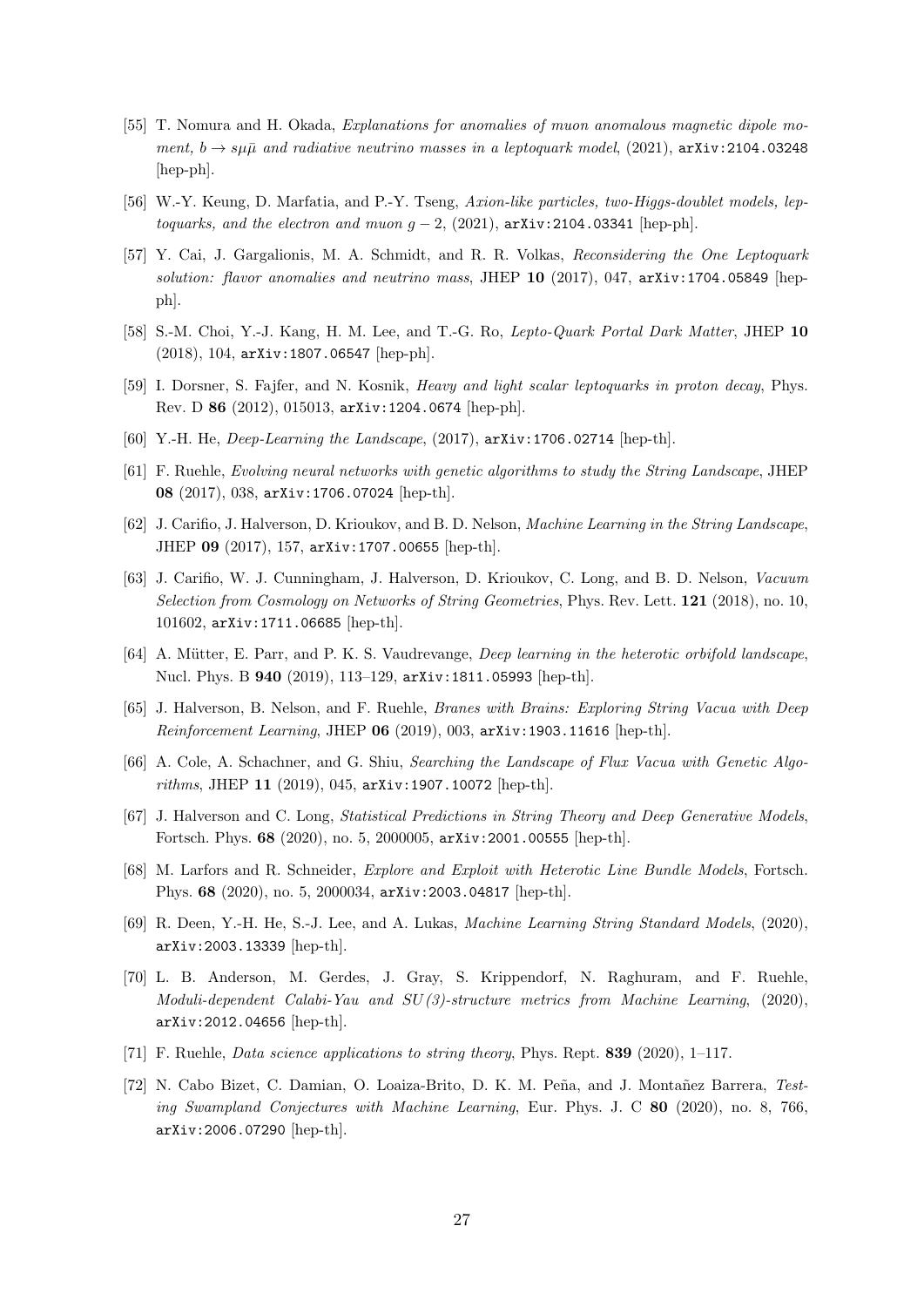[55] T. Nomura and H. Okada, *Explanations for anomalies of muon anomalous magnetic dipole moment, $b \to s\mu\bar{\mu}$ and radiative neutrino masses in a leptoquark model*, (2021), arXiv:2104.03248 [hep-ph].

[56] W.-Y. Keung, D. Marfatia, and P.-Y. Tseng, *Axion-like particles, two-Higgs-doublet models, leptoquarks, and the electron and muon $g-2$*, (2021), arXiv:2104.03341 [hep-ph].

[57] Y. Cai, J. Gargalionis, M. A. Schmidt, and R. R. Volkas, *Reconsidering the One Leptoquark solution: flavor anomalies and neutrino mass*, JHEP **10** (2017), 047, arXiv:1704.05849 [hep-ph].

[58] S.-M. Choi, Y.-J. Kang, H. M. Lee, and T.-G. Ro, *Lepto-Quark Portal Dark Matter*, JHEP **10** (2018), 104, arXiv:1807.06547 [hep-ph].

[59] I. Dorsner, S. Fajfer, and N. Kosnik, *Heavy and light scalar leptoquarks in proton decay*, Phys. Rev. D **86** (2012), 015013, arXiv:1204.0674 [hep-ph].

[60] Y.-H. He, *Deep-Learning the Landscape*, (2017), arXiv:1706.02714 [hep-th].

[61] F. Ruehle, *Evolving neural networks with genetic algorithms to study the String Landscape*, JHEP **08** (2017), 038, arXiv:1706.07024 [hep-th].

[62] J. Carifio, J. Halverson, D. Krioukov, and B. D. Nelson, *Machine Learning in the String Landscape*, JHEP **09** (2017), 157, arXiv:1707.00655 [hep-th].

[63] J. Carifio, W. J. Cunningham, J. Halverson, D. Krioukov, C. Long, and B. D. Nelson, *Vacuum Selection from Cosmology on Networks of String Geometries*, Phys. Rev. Lett. **121** (2018), no. 10, 101602, arXiv:1711.06685 [hep-th].

[64] A. Mütter, E. Parr, and P. K. S. Vaudrevange, *Deep learning in the heterotic orbifold landscape*, Nucl. Phys. B **940** (2019), 113–129, arXiv:1811.05993 [hep-th].

[65] J. Halverson, B. Nelson, and F. Ruehle, *Branes with Brains: Exploring String Vacua with Deep Reinforcement Learning*, JHEP **06** (2019), 003, arXiv:1903.11616 [hep-th].

[66] A. Cole, A. Schachner, and G. Shiu, *Searching the Landscape of Flux Vacua with Genetic Algorithms*, JHEP **11** (2019), 045, arXiv:1907.10072 [hep-th].

[67] J. Halverson and C. Long, *Statistical Predictions in String Theory and Deep Generative Models*, Fortsch. Phys. **68** (2020), no. 5, 2000005, arXiv:2001.00555 [hep-th].

[68] M. Larfors and R. Schneider, *Explore and Exploit with Heterotic Line Bundle Models*, Fortsch. Phys. **68** (2020), no. 5, 2000034, arXiv:2003.04817 [hep-th].

[69] R. Deen, Y.-H. He, S.-J. Lee, and A. Lukas, *Machine Learning String Standard Models*, (2020), arXiv:2003.13339 [hep-th].

[70] L. B. Anderson, M. Gerdes, J. Gray, S. Krippendorf, N. Raghuram, and F. Ruehle, *Moduli-dependent Calabi-Yau and SU(3)-structure metrics from Machine Learning*, (2020), arXiv:2012.04656 [hep-th].

[71] F. Ruehle, *Data science applications to string theory*, Phys. Rept. **839** (2020), 1–117.

[72] N. Cabo Bizet, C. Damian, O. Loaiza-Brito, D. K. M. Peña, and J. Montañez Barrera, *Testing Swampland Conjectures with Machine Learning*, Eur. Phys. J. C **80** (2020), no. 8, 766, arXiv:2006.07290 [hep-th].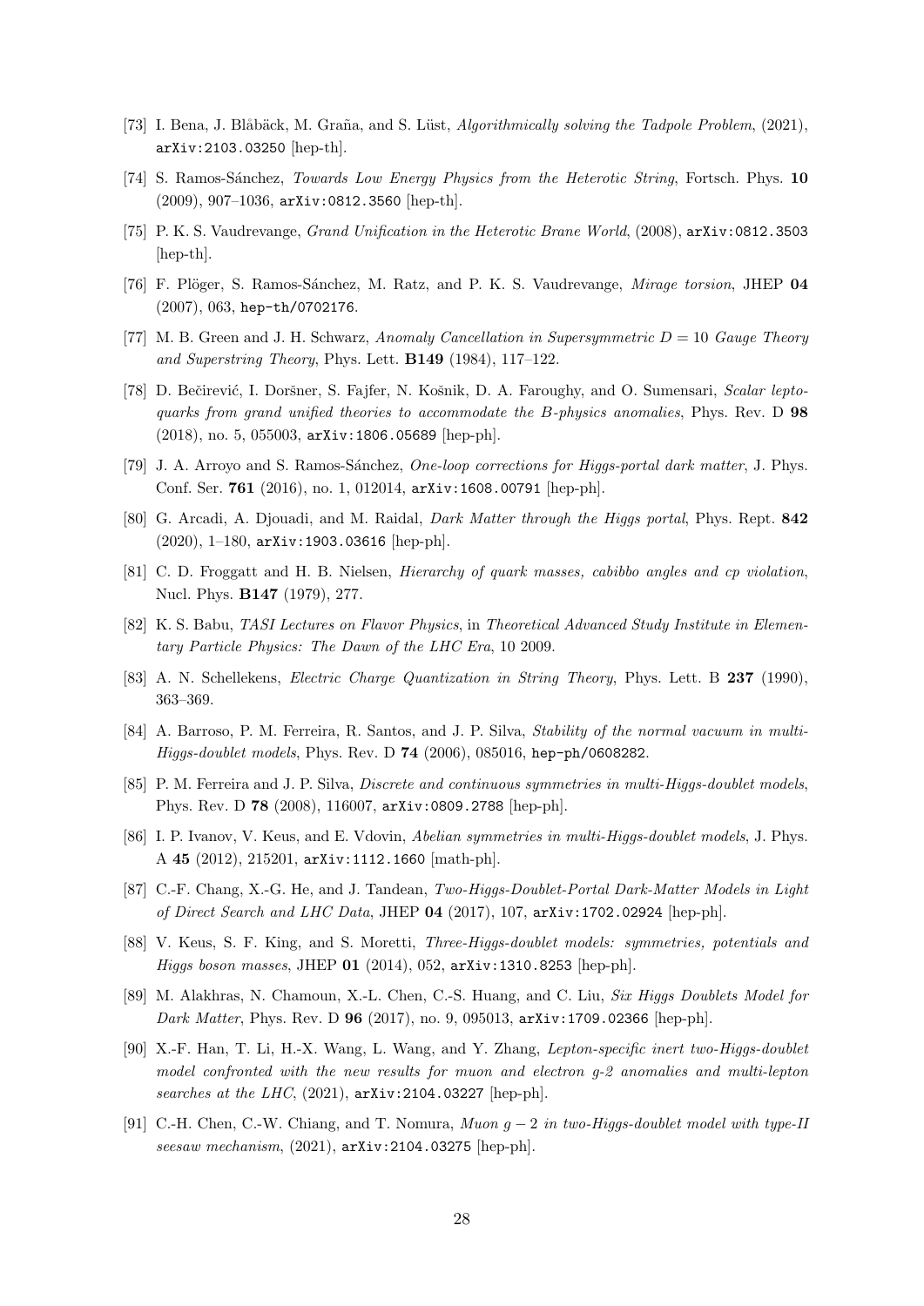[73] I. Bena, J. Blåbäck, M. Graña, and S. Lüst, *Algorithmically solving the Tadpole Problem*, (2021), arXiv:2103.03250 [hep-th].

[74] S. Ramos-Sánchez, *Towards Low Energy Physics from the Heterotic String*, Fortsch. Phys. **10** (2009), 907–1036, arXiv:0812.3560 [hep-th].

[75] P. K. S. Vaudrevange, *Grand Unification in the Heterotic Brane World*, (2008), arXiv:0812.3503 [hep-th].

[76] F. Plöger, S. Ramos-Sánchez, M. Ratz, and P. K. S. Vaudrevange, *Mirage torsion*, JHEP **04** (2007), 063, hep-th/0702176.

[77] M. B. Green and J. H. Schwarz, *Anomaly Cancellation in Supersymmetric $D = 10$ Gauge Theory and Superstring Theory*, Phys. Lett. **B149** (1984), 117–122.

[78] D. Bečirević, I. Doršner, S. Fajfer, N. Košnik, D. A. Faroughy, and O. Sumensari, *Scalar leptoquarks from grand unified theories to accommodate the B-physics anomalies*, Phys. Rev. D **98** (2018), no. 5, 055003, arXiv:1806.05689 [hep-ph].

[79] J. A. Arroyo and S. Ramos-Sánchez, *One-loop corrections for Higgs-portal dark matter*, J. Phys. Conf. Ser. **761** (2016), no. 1, 012014, arXiv:1608.00791 [hep-ph].

[80] G. Arcadi, A. Djouadi, and M. Raidal, *Dark Matter through the Higgs portal*, Phys. Rept. **842** (2020), 1–180, arXiv:1903.03616 [hep-ph].

[81] C. D. Froggatt and H. B. Nielsen, *Hierarchy of quark masses, cabibbo angles and cp violation*, Nucl. Phys. **B147** (1979), 277.

[82] K. S. Babu, *TASI Lectures on Flavor Physics*, in *Theoretical Advanced Study Institute in Elementary Particle Physics: The Dawn of the LHC Era*, 10 2009.

[83] A. N. Schellekens, *Electric Charge Quantization in String Theory*, Phys. Lett. B **237** (1990), 363–369.

[84] A. Barroso, P. M. Ferreira, R. Santos, and J. P. Silva, *Stability of the normal vacuum in multi-Higgs-doublet models*, Phys. Rev. D **74** (2006), 085016, hep-ph/0608282.

[85] P. M. Ferreira and J. P. Silva, *Discrete and continuous symmetries in multi-Higgs-doublet models*, Phys. Rev. D **78** (2008), 116007, arXiv:0809.2788 [hep-ph].

[86] I. P. Ivanov, V. Keus, and E. Vdovin, *Abelian symmetries in multi-Higgs-doublet models*, J. Phys. A **45** (2012), 215201, arXiv:1112.1660 [math-ph].

[87] C.-F. Chang, X.-G. He, and J. Tandean, *Two-Higgs-Doublet-Portal Dark-Matter Models in Light of Direct Search and LHC Data*, JHEP **04** (2017), 107, arXiv:1702.02924 [hep-ph].

[88] V. Keus, S. F. King, and S. Moretti, *Three-Higgs-doublet models: symmetries, potentials and Higgs boson masses*, JHEP **01** (2014), 052, arXiv:1310.8253 [hep-ph].

[89] M. Alakhras, N. Chamoun, X.-L. Chen, C.-S. Huang, and C. Liu, *Six Higgs Doublets Model for Dark Matter*, Phys. Rev. D **96** (2017), no. 9, 095013, arXiv:1709.02366 [hep-ph].

[90] X.-F. Han, T. Li, H.-X. Wang, L. Wang, and Y. Zhang, *Lepton-specific inert two-Higgs-doublet model confronted with the new results for muon and electron g-2 anomalies and multi-lepton searches at the LHC*, (2021), arXiv:2104.03227 [hep-ph].

[91] C.-H. Chen, C.-W. Chiang, and T. Nomura, *Muon $g-2$ in two-Higgs-doublet model with type-II seesaw mechanism*, (2021), arXiv:2104.03275 [hep-ph].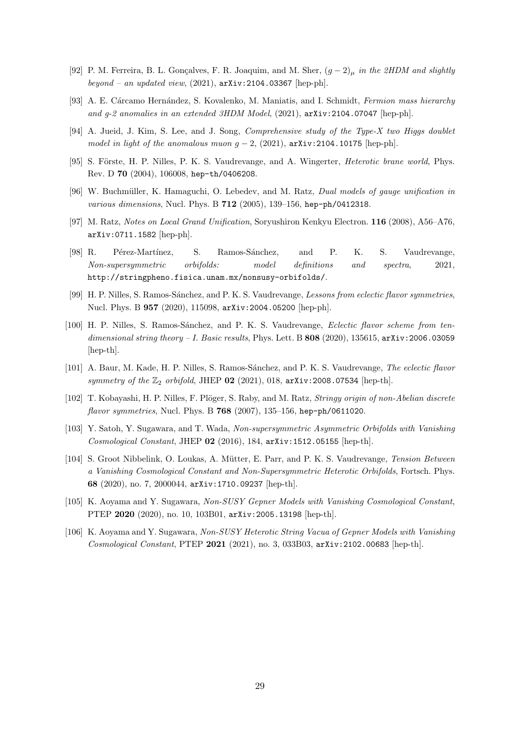[92] P. M. Ferreira, B. L. Gonçalves, F. R. Joaquim, and M. Sher, *$(g-2)_\mu$ in the 2HDM and slightly beyond – an updated view*, (2021), arXiv:2104.03367 [hep-ph].

[93] A. E. Cárcamo Hernández, S. Kovalenko, M. Maniatis, and I. Schmidt, *Fermion mass hierarchy and g-2 anomalies in an extended 3HDM Model*, (2021), arXiv:2104.07047 [hep-ph].

[94] A. Jueid, J. Kim, S. Lee, and J. Song, *Comprehensive study of the Type-X two Higgs doublet model in light of the anomalous muon $g-2$*, (2021), arXiv:2104.10175 [hep-ph].

[95] S. Förste, H. P. Nilles, P. K. S. Vaudrevange, and A. Wingerter, *Heterotic brane world*, Phys. Rev. D **70** (2004), 106008, hep-th/0406208.

[96] W. Buchmüller, K. Hamaguchi, O. Lebedev, and M. Ratz, *Dual models of gauge unification in various dimensions*, Nucl. Phys. B **712** (2005), 139–156, hep-ph/0412318.

[97] M. Ratz, *Notes on Local Grand Unification*, Soryushiron Kenkyu Electron. **116** (2008), A56–A76, arXiv:0711.1582 [hep-ph].

[98] R. Pérez-Martínez, S. Ramos-Sánchez, and P. K. S. Vaudrevange, *Non-supersymmetric orbifolds: model definitions and spectra*, 2021, http://stringpheno.fisica.unam.mx/nonsusy-orbifolds/.

[99] H. P. Nilles, S. Ramos-Sánchez, and P. K. S. Vaudrevange, *Lessons from eclectic flavor symmetries*, Nucl. Phys. B **957** (2020), 115098, arXiv:2004.05200 [hep-ph].

[100] H. P. Nilles, S. Ramos-Sánchez, and P. K. S. Vaudrevange, *Eclectic flavor scheme from ten-dimensional string theory – I. Basic results*, Phys. Lett. B **808** (2020), 135615, arXiv:2006.03059 [hep-th].

[101] A. Baur, M. Kade, H. P. Nilles, S. Ramos-Sánchez, and P. K. S. Vaudrevange, *The eclectic flavor symmetry of the $\mathbb{Z}_2$ orbifold*, JHEP **02** (2021), 018, arXiv:2008.07534 [hep-th].

[102] T. Kobayashi, H. P. Nilles, F. Plöger, S. Raby, and M. Ratz, *Stringy origin of non-Abelian discrete flavor symmetries*, Nucl. Phys. B **768** (2007), 135–156, hep-ph/0611020.

[103] Y. Satoh, Y. Sugawara, and T. Wada, *Non-supersymmetric Asymmetric Orbifolds with Vanishing Cosmological Constant*, JHEP **02** (2016), 184, arXiv:1512.05155 [hep-th].

[104] S. Groot Nibbelink, O. Loukas, A. Mütter, E. Parr, and P. K. S. Vaudrevange, *Tension Between a Vanishing Cosmological Constant and Non-Supersymmetric Heterotic Orbifolds*, Fortsch. Phys. **68** (2020), no. 7, 2000044, arXiv:1710.09237 [hep-th].

[105] K. Aoyama and Y. Sugawara, *Non-SUSY Gepner Models with Vanishing Cosmological Constant*, PTEP **2020** (2020), no. 10, 103B01, arXiv:2005.13198 [hep-th].

[106] K. Aoyama and Y. Sugawara, *Non-SUSY Heterotic String Vacua of Gepner Models with Vanishing Cosmological Constant*, PTEP **2021** (2021), no. 3, 033B03, arXiv:2102.00683 [hep-th].